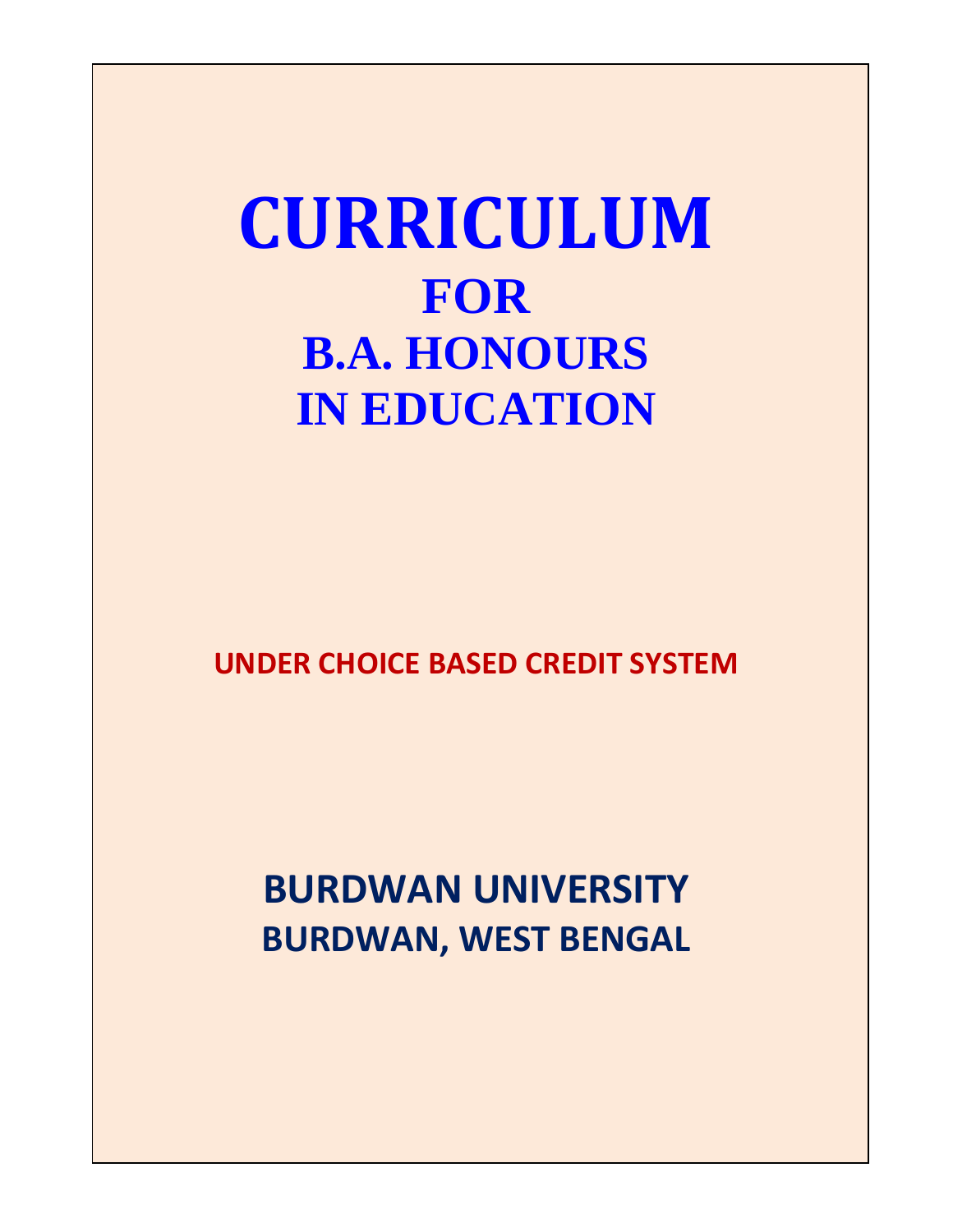# CURRICULUM

## FOR

## B.A. HONOURS

## IN EDUCATION

**UNDER CHOICE BASED CREDIT SYSTEM**

**BURDWAN UNIVERSITY**

**BURDWAN, WEST BENGAL**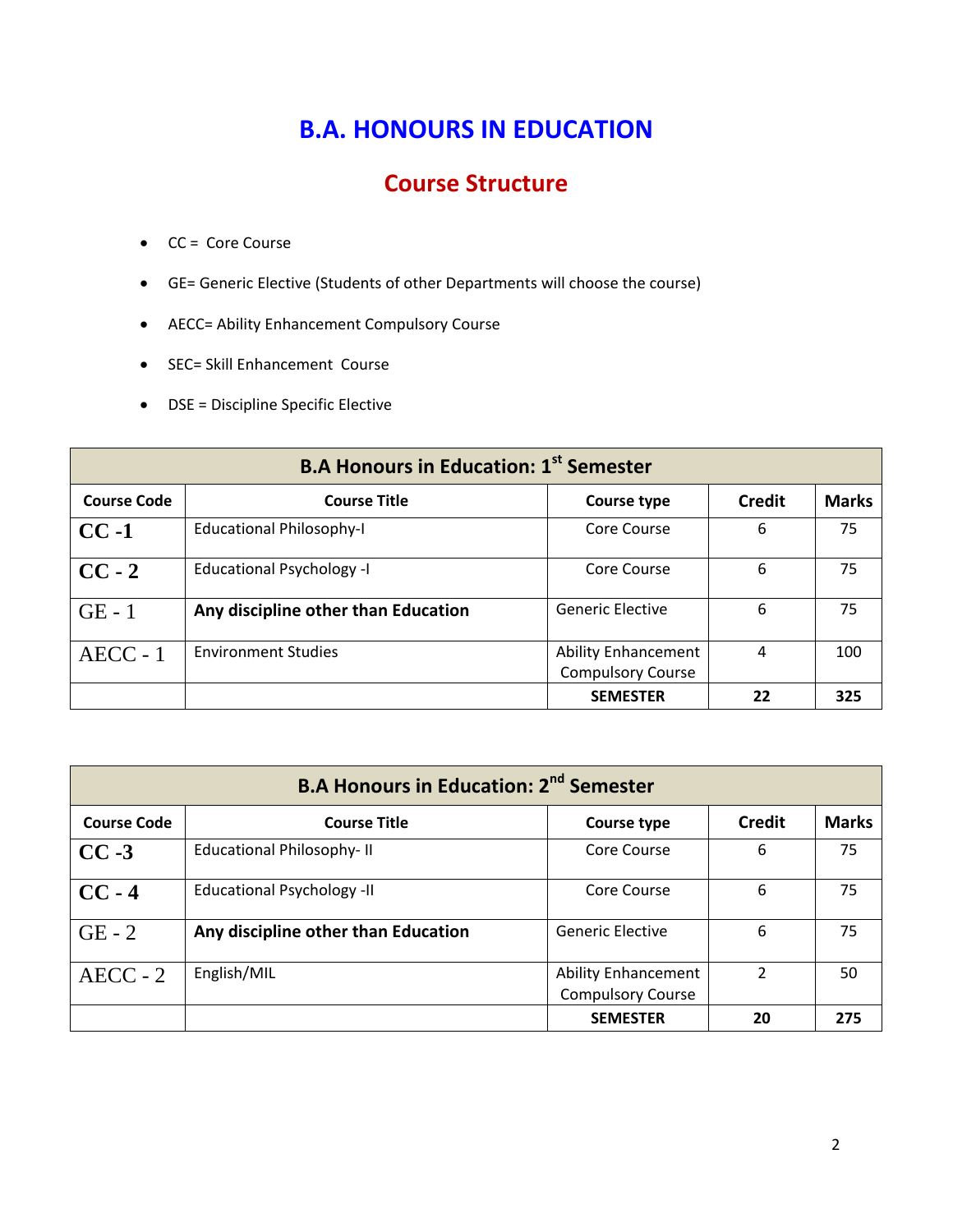# B.A. HONOURS IN EDUCATION

## Course Structure

- CC = Core Course
- GE= Generic Elective (Students of other Departments will choose the course)
- AECC= Ability Enhancement Compulsory Course
- SEC= Skill Enhancement Course
- DSE = Discipline Specific Elective

| B.A Honours in Education: 1st Semester | | | | |
|---|---|---|---|---|
| **Course Code** | **Course Title** | **Course type** | **Credit** | **Marks** |
| **CC -1** | Educational Philosophy-I | Core Course | 6 | 75 |
| **CC - 2** | Educational Psychology -I | Core Course | 6 | 75 |
| GE - 1 | **Any discipline other than Education** | Generic Elective | 6 | 75 |
| AECC - 1 | Environment Studies | Ability Enhancement Compulsory Course | 4 | 100 |
| | | **SEMESTER** | **22** | **325** |

| B.A Honours in Education: 2nd Semester | | | | |
|---|---|---|---|---|
| **Course Code** | **Course Title** | **Course type** | **Credit** | **Marks** |
| **CC -3** | Educational Philosophy- II | Core Course | 6 | 75 |
| **CC - 4** | Educational Psychology -II | Core Course | 6 | 75 |
| GE - 2 | **Any discipline other than Education** | Generic Elective | 6 | 75 |
| AECC - 2 | English/MIL | Ability Enhancement Compulsory Course | 2 | 50 |
| | | **SEMESTER** | **20** | **275** |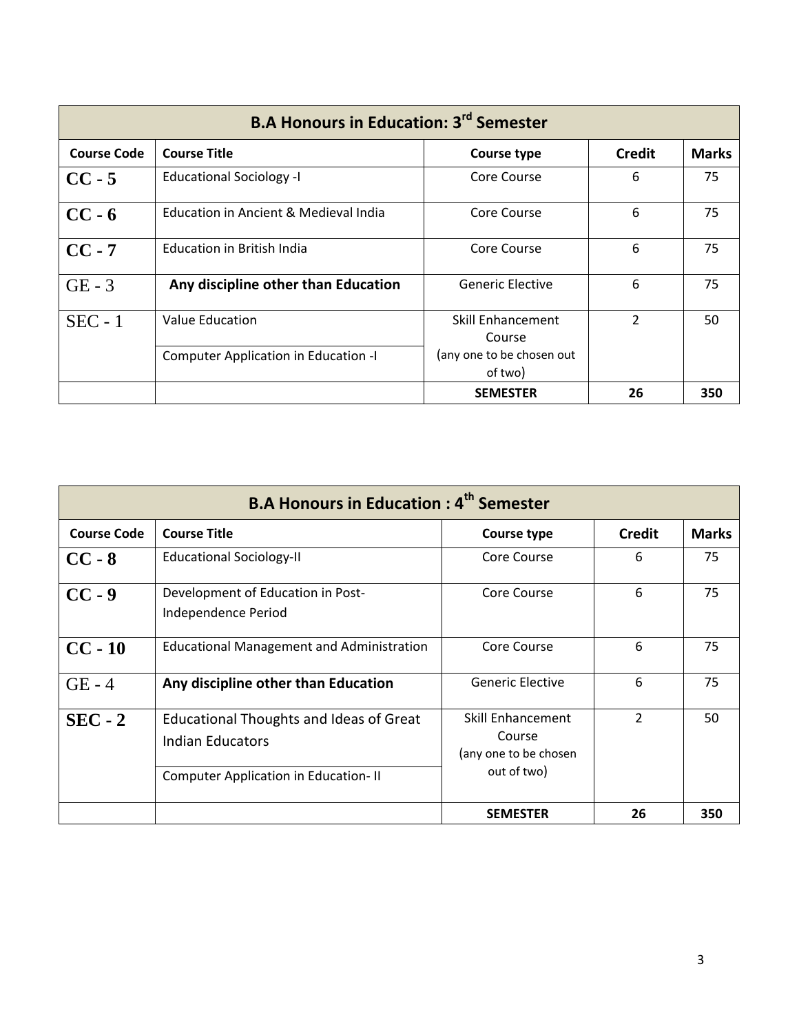| B.A Honours in Education: 3rd Semester | | | | |
|---|---|---|---|---|
| **Course Code** | **Course Title** | **Course type** | **Credit** | **Marks** |
| **CC - 5** | Educational Sociology -I | Core Course | 6 | 75 |
| **CC - 6** | Education in Ancient & Medieval India | Core Course | 6 | 75 |
| **CC - 7** | Education in British India | Core Course | 6 | 75 |
| GE - 3 | **Any discipline other than Education** | Generic Elective | 6 | 75 |
| SEC - 1 | Value Education | Skill Enhancement Course (any one to be chosen out of two) | 2 | 50 |
| | Computer Application in Education -I | | | |
| | | **SEMESTER** | **26** | **350** |

| B.A Honours in Education : 4th Semester | | | | |
|---|---|---|---|---|
| **Course Code** | **Course Title** | **Course type** | **Credit** | **Marks** |
| **CC - 8** | Educational Sociology-II | Core Course | 6 | 75 |
| **CC - 9** | Development of Education in Post-Independence Period | Core Course | 6 | 75 |
| **CC - 10** | Educational Management and Administration | Core Course | 6 | 75 |
| GE - 4 | **Any discipline other than Education** | Generic Elective | 6 | 75 |
| **SEC - 2** | Educational Thoughts and Ideas of Great Indian Educators | Skill Enhancement Course (any one to be chosen out of two) | 2 | 50 |
| | Computer Application in Education- II | | | |
| | | **SEMESTER** | **26** | **350** |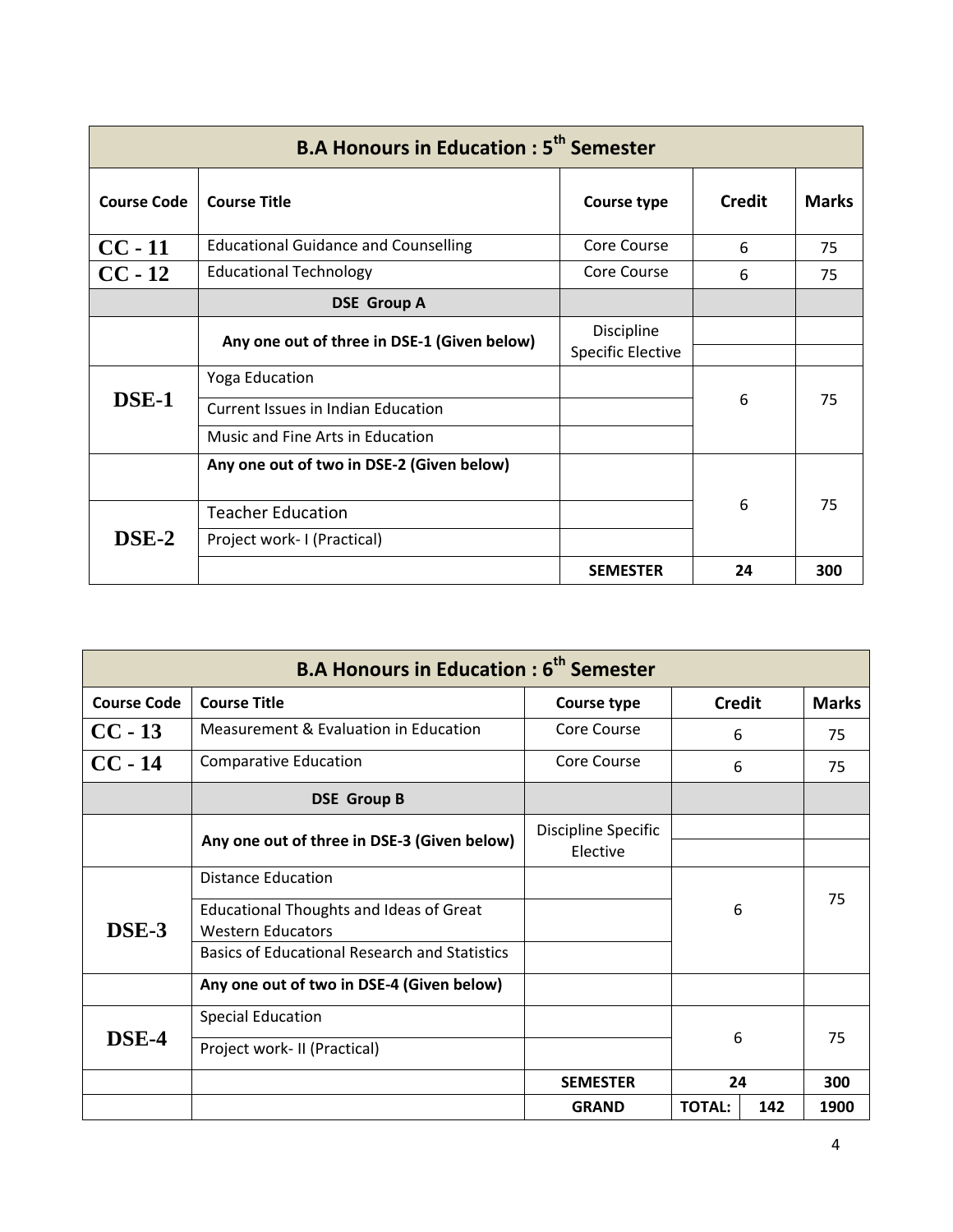| B.A Honours in Education : 5th Semester | | | | |
|---|---|---|---|---|
| **Course Code** | **Course Title** | **Course type** | **Credit** | **Marks** |
| **CC - 11** | Educational Guidance and Counselling | Core Course | 6 | 75 |
| **CC - 12** | Educational Technology | Core Course | 6 | 75 |
| | **DSE Group A** | | | |
| | **Any one out of three in DSE-1 (Given below)** | Discipline Specific Elective | | |
| **DSE-1** | Yoga Education | | 6 | 75 |
| | Current Issues in Indian Education | | | |
| | Music and Fine Arts in Education | | | |
| | **Any one out of two in DSE-2 (Given below)** | | 6 | 75 |
| **DSE-2** | Teacher Education | | | |
| | Project work- I (Practical) | | | |
| | | **SEMESTER** | **24** | **300** |

| B.A Honours in Education : 6th Semester | | | | | |
|---|---|---|---|---|---|
| **Course Code** | **Course Title** | **Course type** | **Credit** | | **Marks** |
| **CC - 13** | Measurement & Evaluation in Education | Core Course | 6 | | 75 |
| **CC - 14** | Comparative Education | Core Course | 6 | | 75 |
| | **DSE Group B** | | | | |
| | **Any one out of three in DSE-3 (Given below)** | Discipline Specific Elective | | | |
| **DSE-3** | Distance Education | | 6 | | 75 |
| | Educational Thoughts and Ideas of Great Western Educators | | | | |
| | Basics of Educational Research and Statistics | | | | |
| | **Any one out of two in DSE-4 (Given below)** | | | | |
| **DSE-4** | Special Education | | 6 | | 75 |
| | Project work- II (Practical) | | | | |
| | | **SEMESTER** | **24** | | **300** |
| | | **GRAND** | **TOTAL:** | **142** | **1900** |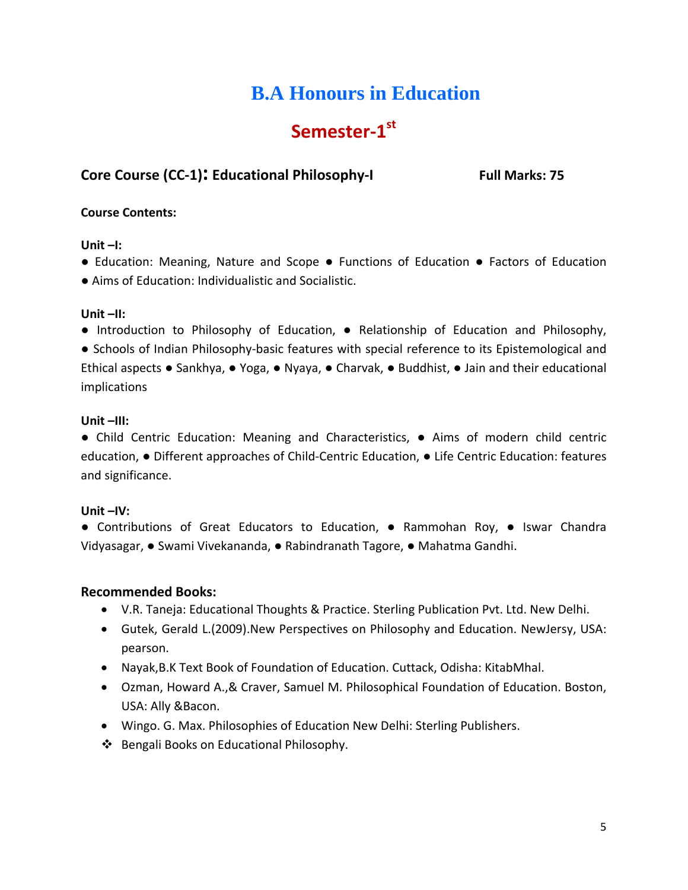# B.A Honours in Education

## Semester-1st

### Core Course (CC-1): Educational Philosophy-I — Full Marks: 75

**Course Contents:**

**Unit –I:**

● Education: Meaning, Nature and Scope ● Functions of Education ● Factors of Education ● Aims of Education: Individualistic and Socialistic.

**Unit –II:**

● Introduction to Philosophy of Education, ● Relationship of Education and Philosophy, ● Schools of Indian Philosophy-basic features with special reference to its Epistemological and Ethical aspects ● Sankhya, ● Yoga, ● Nyaya, ● Charvak, ● Buddhist, ● Jain and their educational implications

**Unit –III:**

● Child Centric Education: Meaning and Characteristics, ● Aims of modern child centric education, ● Different approaches of Child-Centric Education, ● Life Centric Education: features and significance.

**Unit –IV:**

● Contributions of Great Educators to Education, ● Rammohan Roy, ● Iswar Chandra Vidyasagar, ● Swami Vivekananda, ● Rabindranath Tagore, ● Mahatma Gandhi.

**Recommended Books:**

- V.R. Taneja: Educational Thoughts & Practice. Sterling Publication Pvt. Ltd. New Delhi.
- Gutek, Gerald L.(2009).New Perspectives on Philosophy and Education. NewJersy, USA: pearson.
- Nayak,B.K Text Book of Foundation of Education. Cuttack, Odisha: KitabMhal.
- Ozman, Howard A.,& Craver, Samuel M. Philosophical Foundation of Education. Boston, USA: Ally &Bacon.
- Wingo. G. Max. Philosophies of Education New Delhi: Sterling Publishers.
- ❖ Bengali Books on Educational Philosophy.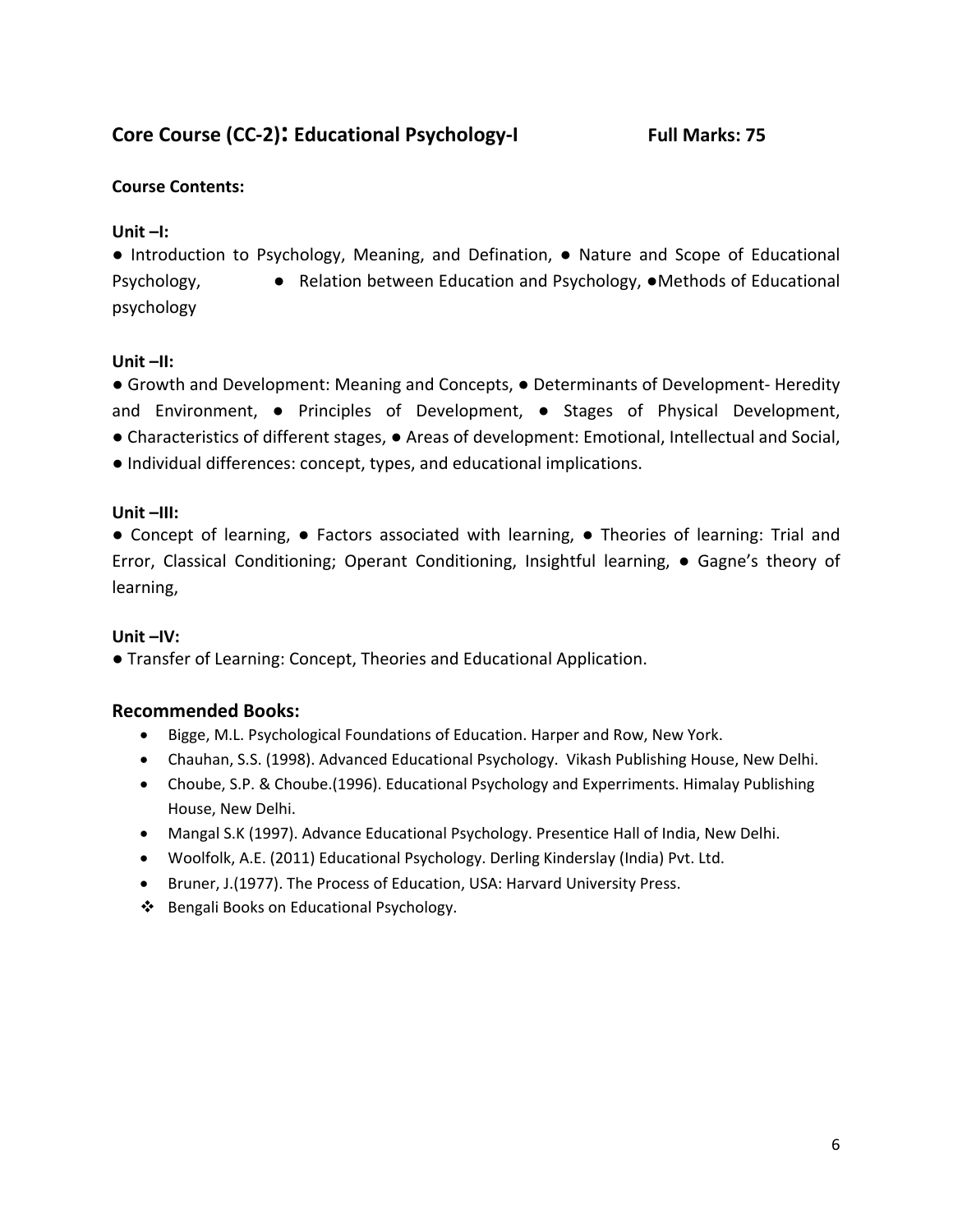## Core Course (CC-2): Educational Psychology-I                    Full Marks: 75

**Course Contents:**

**Unit –I:**

● Introduction to Psychology, Meaning, and Defination, ● Nature and Scope of Educational Psychology, ● Relation between Education and Psychology, ●Methods of Educational psychology

**Unit –II:**

● Growth and Development: Meaning and Concepts, ● Determinants of Development- Heredity and Environment, ● Principles of Development, ● Stages of Physical Development, ● Characteristics of different stages, ● Areas of development: Emotional, Intellectual and Social, ● Individual differences: concept, types, and educational implications.

**Unit –III:**

● Concept of learning, ● Factors associated with learning, ● Theories of learning: Trial and Error, Classical Conditioning; Operant Conditioning, Insightful learning, ● Gagne's theory of learning,

**Unit –IV:**

● Transfer of Learning: Concept, Theories and Educational Application.

### Recommended Books:

- Bigge, M.L. Psychological Foundations of Education. Harper and Row, New York.
- Chauhan, S.S. (1998). Advanced Educational Psychology. Vikash Publishing House, New Delhi.
- Choube, S.P. & Choube.(1996). Educational Psychology and Experriments. Himalay Publishing House, New Delhi.
- Mangal S.K (1997). Advance Educational Psychology. Presentice Hall of India, New Delhi.
- Woolfolk, A.E. (2011) Educational Psychology. Derling Kinderslay (India) Pvt. Ltd.
- Bruner, J.(1977). The Process of Education, USA: Harvard University Press.
- ❖ Bengali Books on Educational Psychology.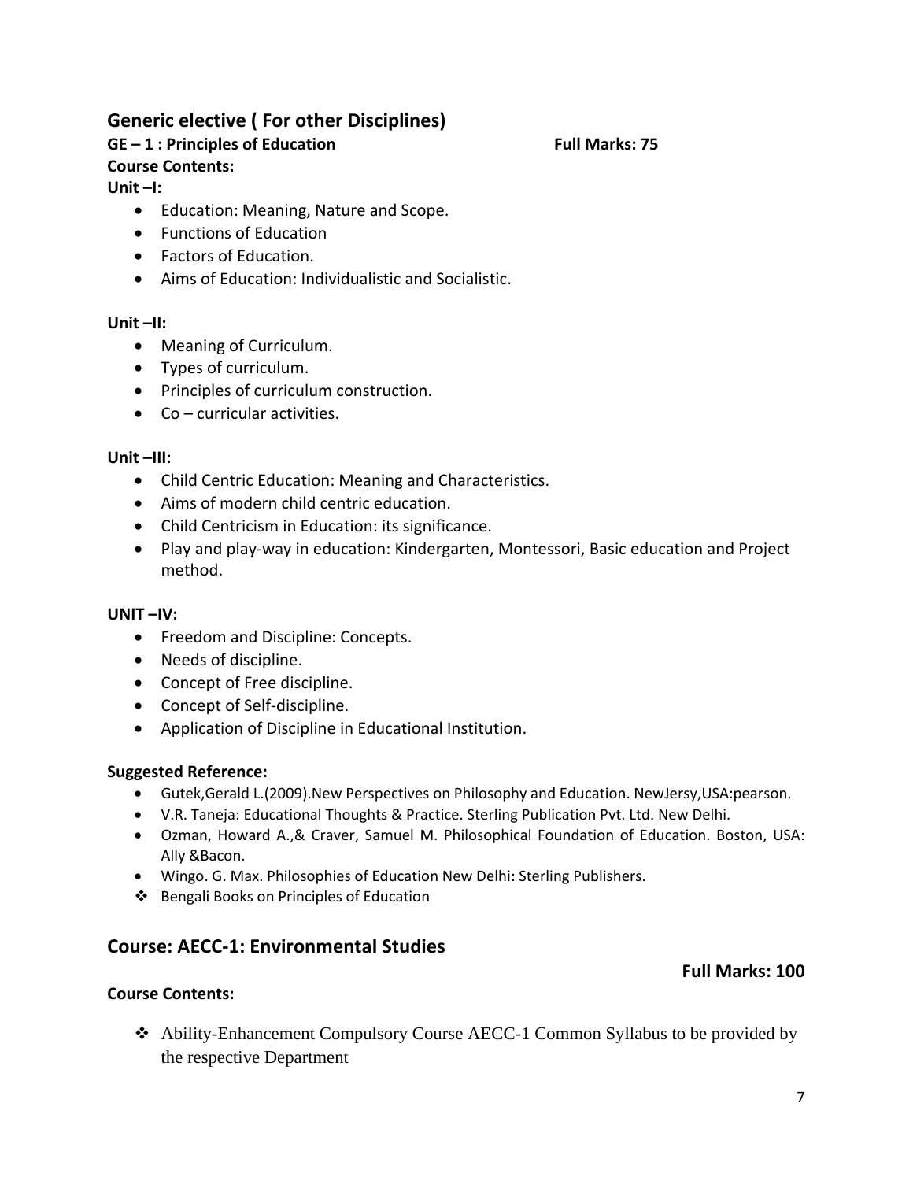## Generic elective ( For other Disciplines)

**GE – 1 : Principles of Education** **Full Marks: 75**

**Course Contents:**

**Unit –I:**

- Education: Meaning, Nature and Scope.
- Functions of Education
- Factors of Education.
- Aims of Education: Individualistic and Socialistic.

**Unit –II:**

- Meaning of Curriculum.
- Types of curriculum.
- Principles of curriculum construction.
- Co – curricular activities.

**Unit –III:**

- Child Centric Education: Meaning and Characteristics.
- Aims of modern child centric education.
- Child Centricism in Education: its significance.
- Play and play-way in education: Kindergarten, Montessori, Basic education and Project method.

**UNIT –IV:**

- Freedom and Discipline: Concepts.
- Needs of discipline.
- Concept of Free discipline.
- Concept of Self-discipline.
- Application of Discipline in Educational Institution.

**Suggested Reference:**

- Gutek,Gerald L.(2009).New Perspectives on Philosophy and Education. NewJersy,USA:pearson.
- V.R. Taneja: Educational Thoughts & Practice. Sterling Publication Pvt. Ltd. New Delhi.
- Ozman, Howard A.,& Craver, Samuel M. Philosophical Foundation of Education. Boston, USA: Ally &Bacon.
- Wingo. G. Max. Philosophies of Education New Delhi: Sterling Publishers.
- ❖ Bengali Books on Principles of Education

## Course: AECC-1: Environmental Studies

**Full Marks: 100**

**Course Contents:**

- ❖ Ability-Enhancement Compulsory Course AECC-1 Common Syllabus to be provided by the respective Department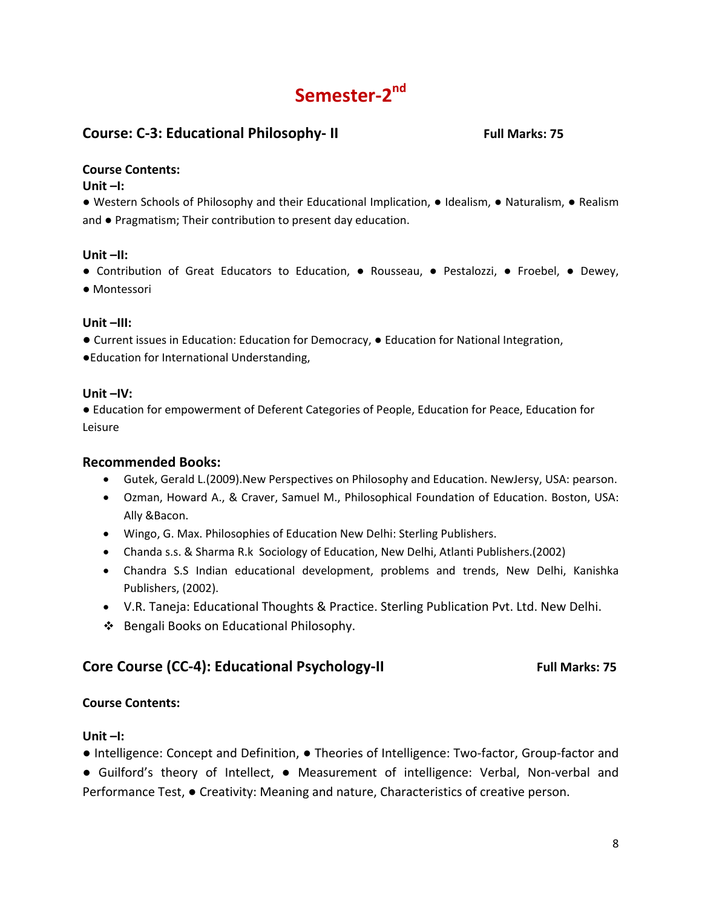# Semester-2nd

## Course: C-3: Educational Philosophy- II

**Full Marks: 75**

**Course Contents:**

**Unit –I:**

● Western Schools of Philosophy and their Educational Implication, ● Idealism, ● Naturalism, ● Realism and ● Pragmatism; Their contribution to present day education.

**Unit –II:**

● Contribution of Great Educators to Education, ● Rousseau, ● Pestalozzi, ● Froebel, ● Dewey, ● Montessori

**Unit –III:**

● Current issues in Education: Education for Democracy, ● Education for National Integration, ●Education for International Understanding,

**Unit –IV:**

● Education for empowerment of Deferent Categories of People, Education for Peace, Education for Leisure

### Recommended Books:

- Gutek, Gerald L.(2009).New Perspectives on Philosophy and Education. NewJersy, USA: pearson.
- Ozman, Howard A., & Craver, Samuel M., Philosophical Foundation of Education. Boston, USA: Ally &Bacon.
- Wingo, G. Max. Philosophies of Education New Delhi: Sterling Publishers.
- Chanda s.s. & Sharma R.k Sociology of Education, New Delhi, Atlanti Publishers.(2002)
- Chandra S.S Indian educational development, problems and trends, New Delhi, Kanishka Publishers, (2002).
- V.R. Taneja: Educational Thoughts & Practice. Sterling Publication Pvt. Ltd. New Delhi.
- ❖ Bengali Books on Educational Philosophy.

## Core Course (CC-4): Educational Psychology-II

**Full Marks: 75**

**Course Contents:**

**Unit –I:**

● Intelligence: Concept and Definition, ● Theories of Intelligence: Two-factor, Group-factor and ● Guilford's theory of Intellect, ● Measurement of intelligence: Verbal, Non-verbal and Performance Test, ● Creativity: Meaning and nature, Characteristics of creative person.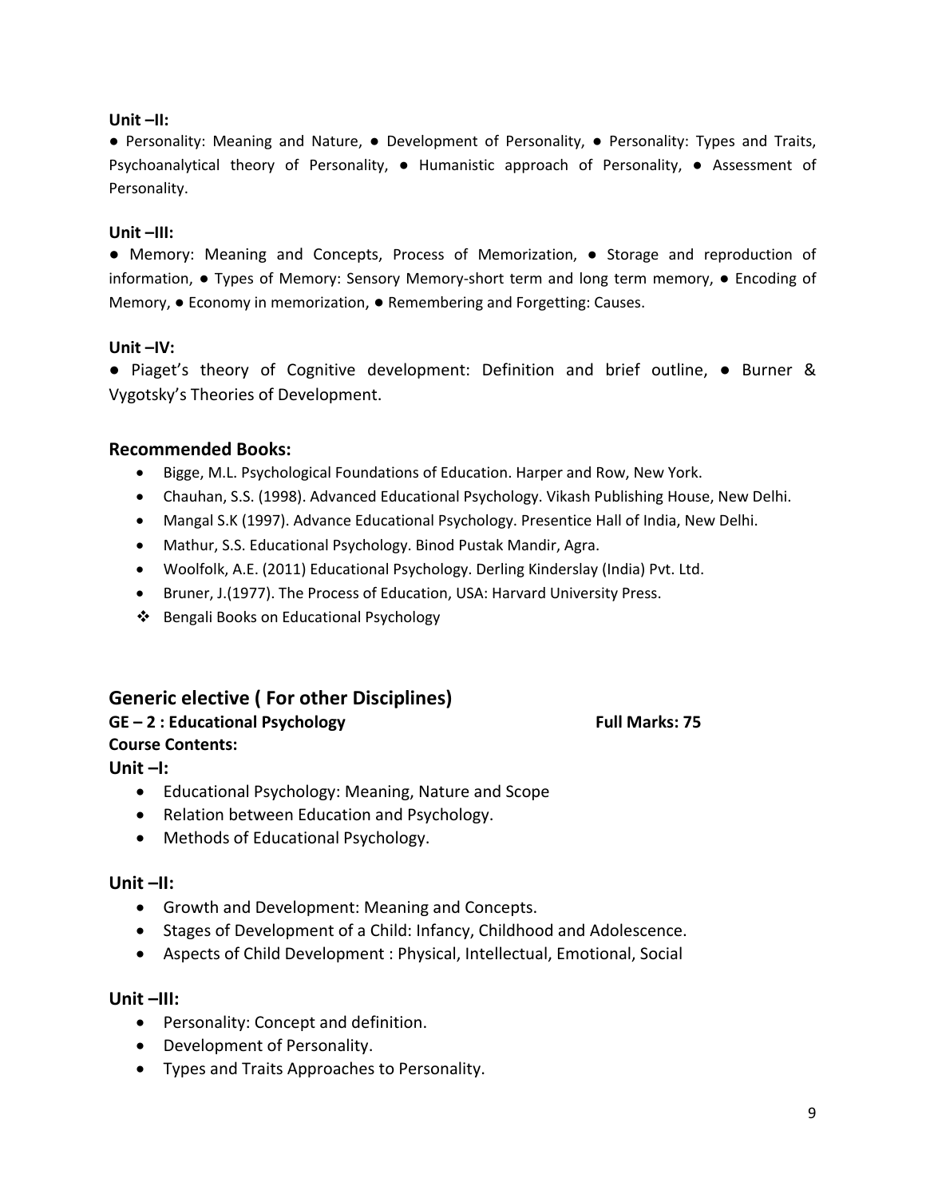**Unit –II:**

● Personality: Meaning and Nature, ● Development of Personality, ● Personality: Types and Traits, Psychoanalytical theory of Personality, ● Humanistic approach of Personality, ● Assessment of Personality.

**Unit –III:**

● Memory: Meaning and Concepts, Process of Memorization, ● Storage and reproduction of information, ● Types of Memory: Sensory Memory-short term and long term memory, ● Encoding of Memory, ● Economy in memorization, ● Remembering and Forgetting: Causes.

**Unit –IV:**

● Piaget's theory of Cognitive development: Definition and brief outline, ● Burner & Vygotsky's Theories of Development.

## Recommended Books:

- Bigge, M.L. Psychological Foundations of Education. Harper and Row, New York.
- Chauhan, S.S. (1998). Advanced Educational Psychology. Vikash Publishing House, New Delhi.
- Mangal S.K (1997). Advance Educational Psychology. Presentice Hall of India, New Delhi.
- Mathur, S.S. Educational Psychology. Binod Pustak Mandir, Agra.
- Woolfolk, A.E. (2011) Educational Psychology. Derling Kinderslay (India) Pvt. Ltd.
- Bruner, J.(1977). The Process of Education, USA: Harvard University Press.
- ❖ Bengali Books on Educational Psychology

## Generic elective ( For other Disciplines)

**GE – 2 : Educational Psychology** **Full Marks: 75**

**Course Contents:**

### Unit –I:

- Educational Psychology: Meaning, Nature and Scope
- Relation between Education and Psychology.
- Methods of Educational Psychology.

### Unit –II:

- Growth and Development: Meaning and Concepts.
- Stages of Development of a Child: Infancy, Childhood and Adolescence.
- Aspects of Child Development : Physical, Intellectual, Emotional, Social

### Unit –III:

- Personality: Concept and definition.
- Development of Personality.
- Types and Traits Approaches to Personality.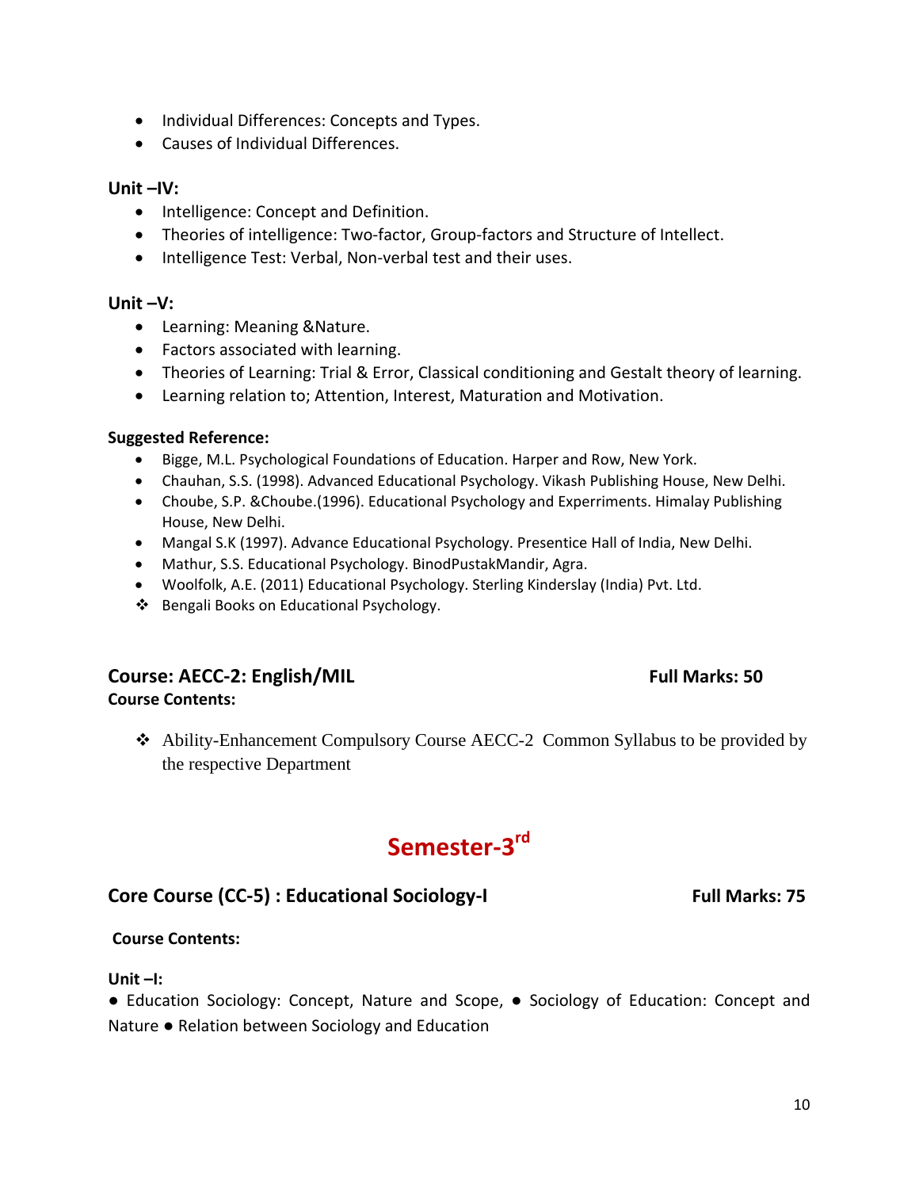- Individual Differences: Concepts and Types.
- Causes of Individual Differences.

**Unit –IV:**

- Intelligence: Concept and Definition.
- Theories of intelligence: Two-factor, Group-factors and Structure of Intellect.
- Intelligence Test: Verbal, Non-verbal test and their uses.

**Unit –V:**

- Learning: Meaning &Nature.
- Factors associated with learning.
- Theories of Learning: Trial & Error, Classical conditioning and Gestalt theory of learning.
- Learning relation to; Attention, Interest, Maturation and Motivation.

**Suggested Reference:**

- Bigge, M.L. Psychological Foundations of Education. Harper and Row, New York.
- Chauhan, S.S. (1998). Advanced Educational Psychology. Vikash Publishing House, New Delhi.
- Choube, S.P. &Choube.(1996). Educational Psychology and Experriments. Himalay Publishing House, New Delhi.
- Mangal S.K (1997). Advance Educational Psychology. Presentice Hall of India, New Delhi.
- Mathur, S.S. Educational Psychology. BinodPustakMandir, Agra.
- Woolfolk, A.E. (2011) Educational Psychology. Sterling Kinderslay (India) Pvt. Ltd.
- ❖ Bengali Books on Educational Psychology.

## Course: AECC-2: English/MIL — Full Marks: 50

**Course Contents:**

- ❖ Ability-Enhancement Compulsory Course AECC-2 Common Syllabus to be provided by the respective Department

# Semester-3rd

## Core Course (CC-5) : Educational Sociology-I — Full Marks: 75

**Course Contents:**

**Unit –I:**

● Education Sociology: Concept, Nature and Scope, ● Sociology of Education: Concept and Nature ● Relation between Sociology and Education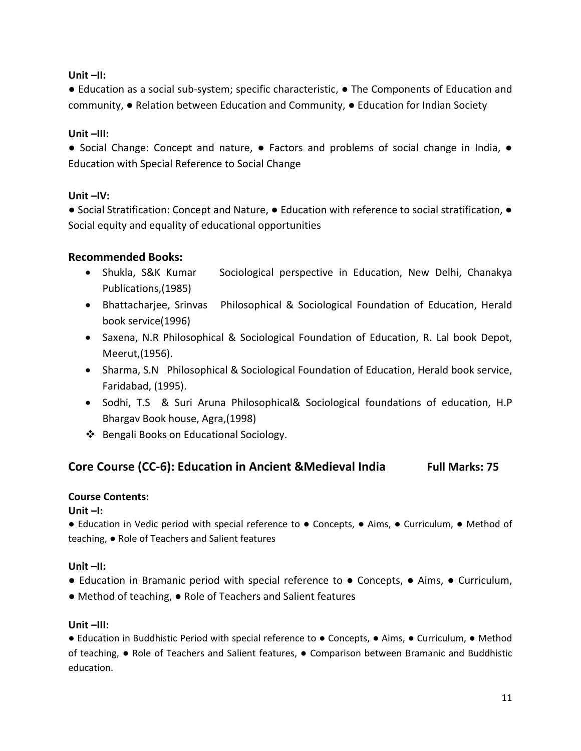**Unit –II:**

● Education as a social sub-system; specific characteristic, ● The Components of Education and community, ● Relation between Education and Community, ● Education for Indian Society

**Unit –III:**

● Social Change: Concept and nature, ● Factors and problems of social change in India, ● Education with Special Reference to Social Change

**Unit –IV:**

● Social Stratification: Concept and Nature, ● Education with reference to social stratification, ● Social equity and equality of educational opportunities

### Recommended Books:

- Shukla, S&K Kumar Sociological perspective in Education, New Delhi, Chanakya Publications,(1985)
- Bhattacharjee, Srinvas Philosophical & Sociological Foundation of Education, Herald book service(1996)
- Saxena, N.R Philosophical & Sociological Foundation of Education, R. Lal book Depot, Meerut,(1956).
- Sharma, S.N Philosophical & Sociological Foundation of Education, Herald book service, Faridabad, (1995).
- Sodhi, T.S & Suri Aruna Philosophical& Sociological foundations of education, H.P Bhargav Book house, Agra,(1998)
- ❖ Bengali Books on Educational Sociology.

## Core Course (CC-6): Education in Ancient &Medieval India Full Marks: 75

**Course Contents:**

**Unit –I:**

● Education in Vedic period with special reference to ● Concepts, ● Aims, ● Curriculum, ● Method of teaching, ● Role of Teachers and Salient features

**Unit –II:**

● Education in Bramanic period with special reference to ● Concepts, ● Aims, ● Curriculum, ● Method of teaching, ● Role of Teachers and Salient features

**Unit –III:**

● Education in Buddhistic Period with special reference to ● Concepts, ● Aims, ● Curriculum, ● Method of teaching, ● Role of Teachers and Salient features, ● Comparison between Bramanic and Buddhistic education.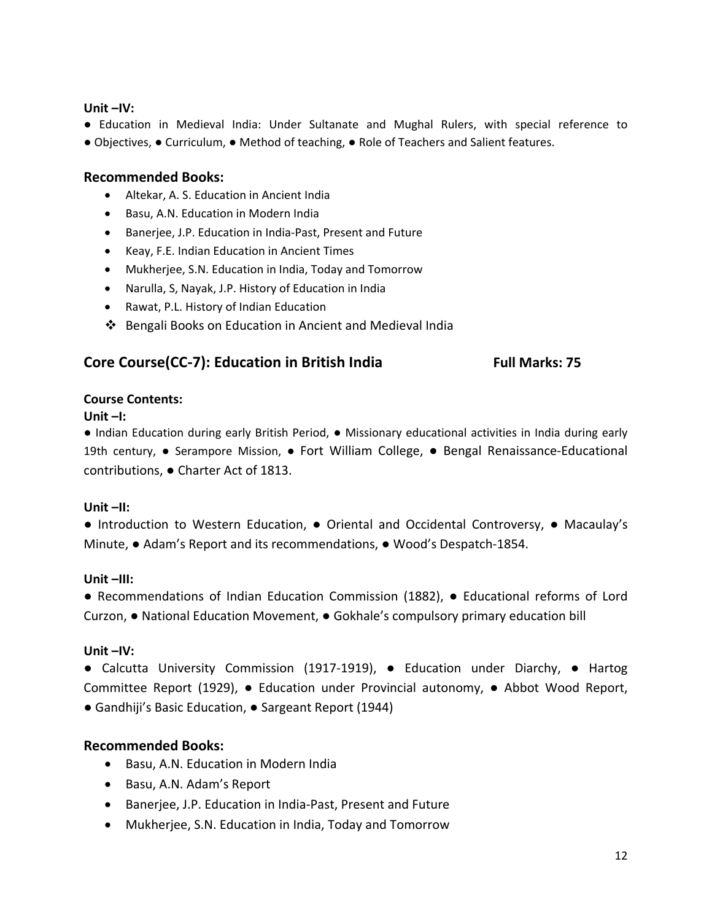**Unit –IV:**

● Education in Medieval India: Under Sultanate and Mughal Rulers, with special reference to ● Objectives, ● Curriculum, ● Method of teaching, ● Role of Teachers and Salient features.

### Recommended Books:

- Altekar, A. S. Education in Ancient India
- Basu, A.N. Education in Modern India
- Banerjee, J.P. Education in India-Past, Present and Future
- Keay, F.E. Indian Education in Ancient Times
- Mukherjee, S.N. Education in India, Today and Tomorrow
- Narulla, S, Nayak, J.P. History of Education in India
- Rawat, P.L. History of Indian Education
- ❖ Bengali Books on Education in Ancient and Medieval India

## Core Course(CC-7): Education in British India — Full Marks: 75

**Course Contents:**

**Unit –I:**

● Indian Education during early British Period, ● Missionary educational activities in India during early 19th century, ● Serampore Mission, ● Fort William College, ● Bengal Renaissance-Educational contributions, ● Charter Act of 1813.

**Unit –II:**

● Introduction to Western Education, ● Oriental and Occidental Controversy, ● Macaulay's Minute, ● Adam's Report and its recommendations, ● Wood's Despatch-1854.

**Unit –III:**

● Recommendations of Indian Education Commission (1882), ● Educational reforms of Lord Curzon, ● National Education Movement, ● Gokhale's compulsory primary education bill

**Unit –IV:**

● Calcutta University Commission (1917-1919), ● Education under Diarchy, ● Hartog Committee Report (1929), ● Education under Provincial autonomy, ● Abbot Wood Report, ● Gandhiji's Basic Education, ● Sargeant Report (1944)

### Recommended Books:

- Basu, A.N. Education in Modern India
- Basu, A.N. Adam's Report
- Banerjee, J.P. Education in India-Past, Present and Future
- Mukherjee, S.N. Education in India, Today and Tomorrow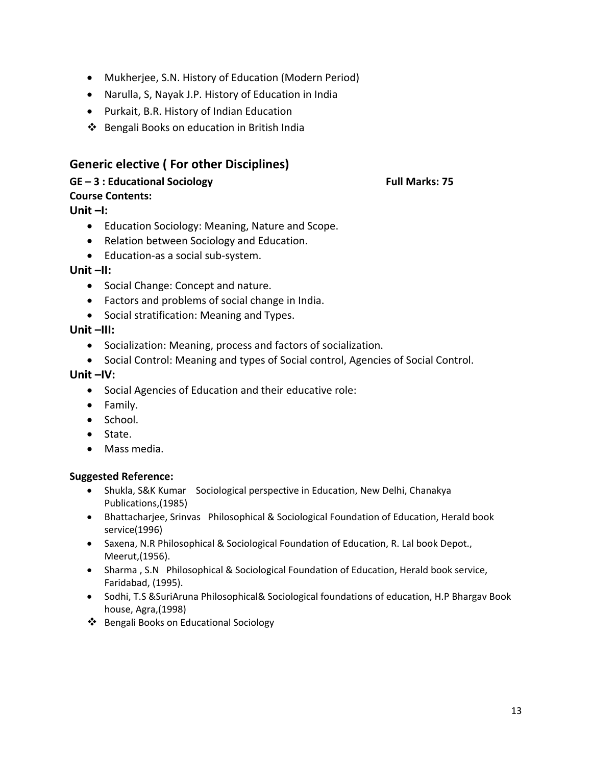- Mukherjee, S.N. History of Education (Modern Period)
- Narulla, S, Nayak J.P. History of Education in India
- Purkait, B.R. History of Indian Education
- ❖ Bengali Books on education in British India

## Generic elective ( For other Disciplines)

**GE – 3 : Educational Sociology** **Full Marks: 75**

**Course Contents:**

### Unit –I:

- Education Sociology: Meaning, Nature and Scope.
- Relation between Sociology and Education.
- Education-as a social sub-system.

### Unit –II:

- Social Change: Concept and nature.
- Factors and problems of social change in India.
- Social stratification: Meaning and Types.

### Unit –III:

- Socialization: Meaning, process and factors of socialization.
- Social Control: Meaning and types of Social control, Agencies of Social Control.

### Unit –IV:

- Social Agencies of Education and their educative role:
- Family.
- School.
- State.
- Mass media.

**Suggested Reference:**

- Shukla, S&K Kumar Sociological perspective in Education, New Delhi, Chanakya Publications,(1985)
- Bhattacharjee, Srinvas Philosophical & Sociological Foundation of Education, Herald book service(1996)
- Saxena, N.R Philosophical & Sociological Foundation of Education, R. Lal book Depot., Meerut,(1956).
- Sharma , S.N Philosophical & Sociological Foundation of Education, Herald book service, Faridabad, (1995).
- Sodhi, T.S &SuriAruna Philosophical& Sociological foundations of education, H.P Bhargav Book house, Agra,(1998)
- ❖ Bengali Books on Educational Sociology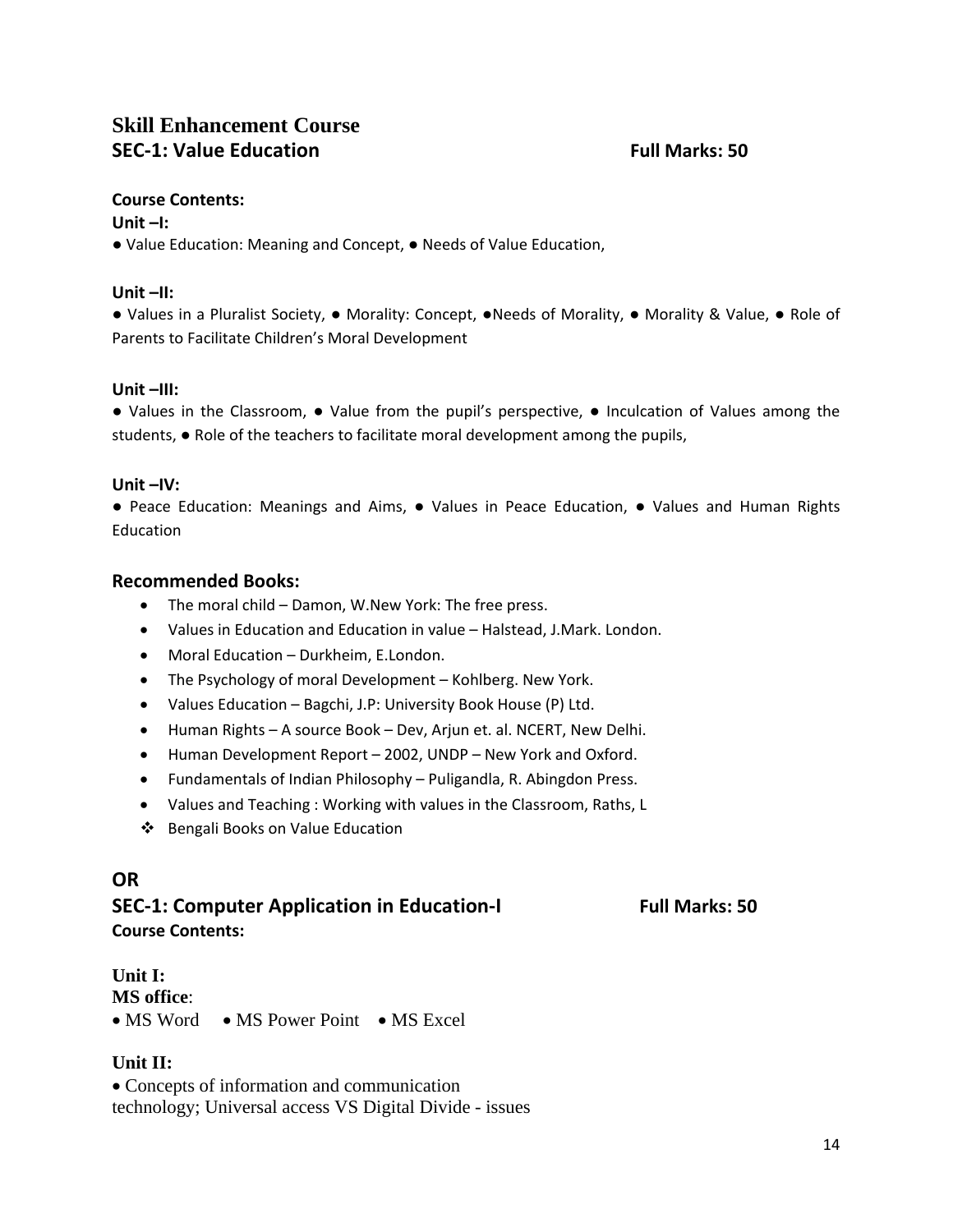# Skill Enhancement Course

## SEC-1: Value Education — Full Marks: 50

**Course Contents:**

**Unit –I:**

● Value Education: Meaning and Concept, ● Needs of Value Education,

**Unit –II:**

● Values in a Pluralist Society, ● Morality: Concept, ●Needs of Morality, ● Morality & Value, ● Role of Parents to Facilitate Children's Moral Development

**Unit –III:**

● Values in the Classroom, ● Value from the pupil's perspective, ● Inculcation of Values among the students, ● Role of the teachers to facilitate moral development among the pupils,

**Unit –IV:**

● Peace Education: Meanings and Aims, ● Values in Peace Education, ● Values and Human Rights Education

### Recommended Books:

- The moral child – Damon, W.New York: The free press.
- Values in Education and Education in value – Halstead, J.Mark. London.
- Moral Education – Durkheim, E.London.
- The Psychology of moral Development – Kohlberg. New York.
- Values Education – Bagchi, J.P: University Book House (P) Ltd.
- Human Rights – A source Book – Dev, Arjun et. al. NCERT, New Delhi.
- Human Development Report – 2002, UNDP – New York and Oxford.
- Fundamentals of Indian Philosophy – Puligandla, R. Abingdon Press.
- Values and Teaching : Working with values in the Classroom, Raths, L
- Bengali Books on Value Education

## OR

## SEC-1: Computer Application in Education-I — Full Marks: 50

**Course Contents:**

**Unit I:**

**MS office**:

• MS Word • MS Power Point • MS Excel

**Unit II:**

• Concepts of information and communication technology; Universal access VS Digital Divide - issues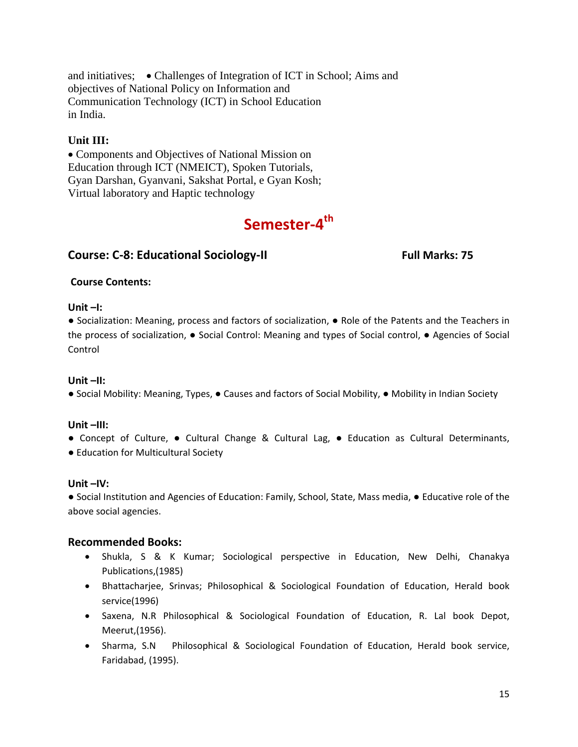and initiatives; • Challenges of Integration of ICT in School; Aims and objectives of National Policy on Information and Communication Technology (ICT) in School Education in India.

**Unit III:**

• Components and Objectives of National Mission on Education through ICT (NMEICT), Spoken Tutorials, Gyan Darshan, Gyanvani, Sakshat Portal, e Gyan Kosh; Virtual laboratory and Haptic technology

# Semester-4th

## Course: C-8: Educational Sociology-II — Full Marks: 75

**Course Contents:**

**Unit –I:**

● Socialization: Meaning, process and factors of socialization, ● Role of the Patents and the Teachers in the process of socialization, ● Social Control: Meaning and types of Social control, ● Agencies of Social Control

**Unit –II:**

● Social Mobility: Meaning, Types, ● Causes and factors of Social Mobility, ● Mobility in Indian Society

**Unit –III:**

● Concept of Culture, ● Cultural Change & Cultural Lag, ● Education as Cultural Determinants, ● Education for Multicultural Society

**Unit –IV:**

● Social Institution and Agencies of Education: Family, School, State, Mass media, ● Educative role of the above social agencies.

### Recommended Books:

- Shukla, S & K Kumar; Sociological perspective in Education, New Delhi, Chanakya Publications,(1985)
- Bhattacharjee, Srinvas; Philosophical & Sociological Foundation of Education, Herald book service(1996)
- Saxena, N.R Philosophical & Sociological Foundation of Education, R. Lal book Depot, Meerut,(1956).
- Sharma, S.N Philosophical & Sociological Foundation of Education, Herald book service, Faridabad, (1995).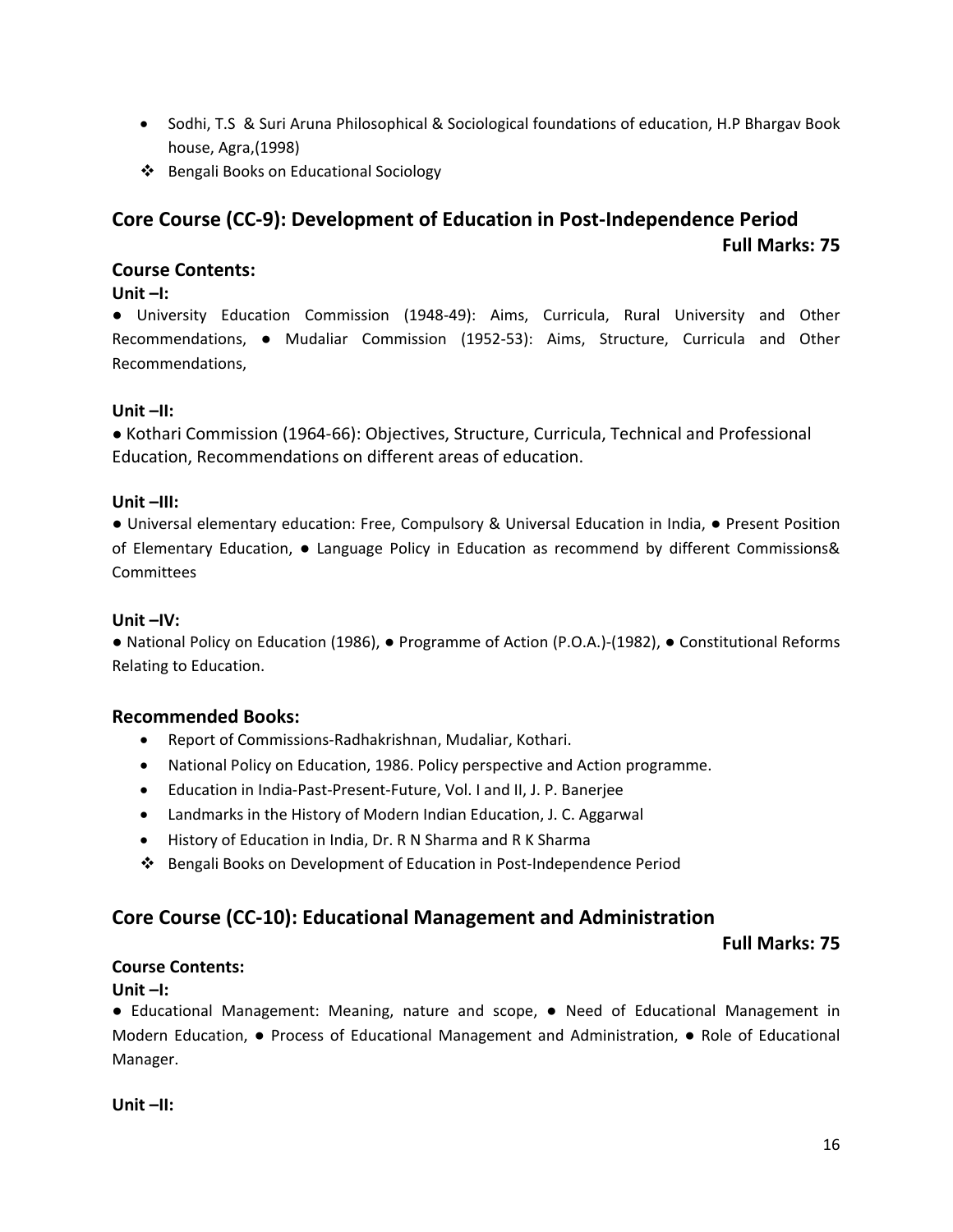- Sodhi, T.S & Suri Aruna Philosophical & Sociological foundations of education, H.P Bhargav Book house, Agra,(1998)
- ❖ Bengali Books on Educational Sociology

## Core Course (CC-9): Development of Education in Post-Independence Period

**Full Marks: 75**

### Course Contents:

**Unit –I:**

● University Education Commission (1948-49): Aims, Curricula, Rural University and Other Recommendations, ● Mudaliar Commission (1952-53): Aims, Structure, Curricula and Other Recommendations,

**Unit –II:**

● Kothari Commission (1964-66): Objectives, Structure, Curricula, Technical and Professional Education, Recommendations on different areas of education.

**Unit –III:**

● Universal elementary education: Free, Compulsory & Universal Education in India, ● Present Position of Elementary Education, ● Language Policy in Education as recommend by different Commissions& Committees

**Unit –IV:**

● National Policy on Education (1986), ● Programme of Action (P.O.A.)-(1982), ● Constitutional Reforms Relating to Education.

### Recommended Books:

- Report of Commissions-Radhakrishnan, Mudaliar, Kothari.
- National Policy on Education, 1986. Policy perspective and Action programme.
- Education in India-Past-Present-Future, Vol. I and II, J. P. Banerjee
- Landmarks in the History of Modern Indian Education, J. C. Aggarwal
- History of Education in India, Dr. R N Sharma and R K Sharma
- ❖ Bengali Books on Development of Education in Post-Independence Period

## Core Course (CC-10): Educational Management and Administration

**Full Marks: 75**

**Course Contents:**

**Unit –I:**

● Educational Management: Meaning, nature and scope, ● Need of Educational Management in Modern Education, ● Process of Educational Management and Administration, ● Role of Educational Manager.

**Unit –II:**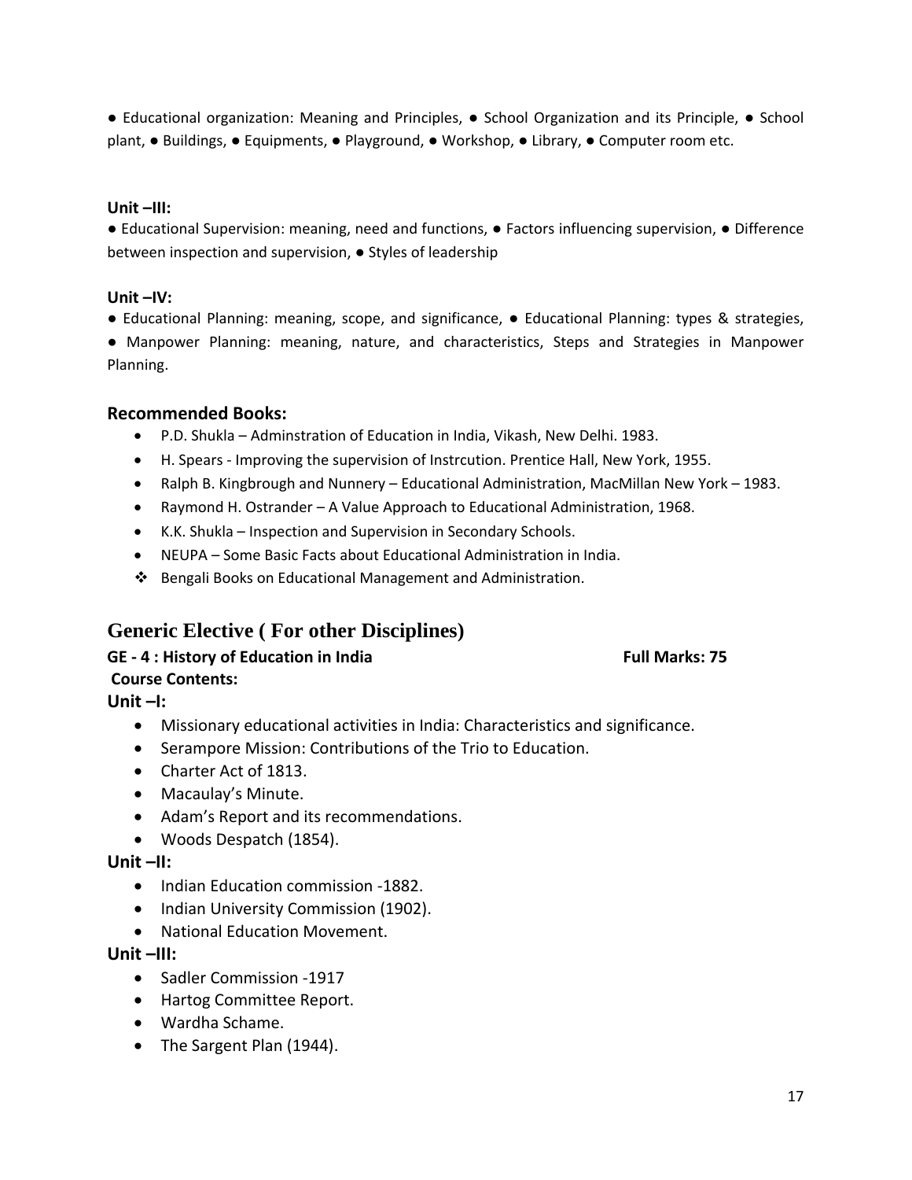● Educational organization: Meaning and Principles, ● School Organization and its Principle, ● School plant, ● Buildings, ● Equipments, ● Playground, ● Workshop, ● Library, ● Computer room etc.

**Unit –III:**

● Educational Supervision: meaning, need and functions, ● Factors influencing supervision, ● Difference between inspection and supervision, ● Styles of leadership

**Unit –IV:**

● Educational Planning: meaning, scope, and significance, ● Educational Planning: types & strategies, ● Manpower Planning: meaning, nature, and characteristics, Steps and Strategies in Manpower Planning.

### Recommended Books:

- P.D. Shukla – Adminstration of Education in India, Vikash, New Delhi. 1983.
- H. Spears - Improving the supervision of Instrcution. Prentice Hall, New York, 1955.
- Ralph B. Kingbrough and Nunnery – Educational Administration, MacMillan New York – 1983.
- Raymond H. Ostrander – A Value Approach to Educational Administration, 1968.
- K.K. Shukla – Inspection and Supervision in Secondary Schools.
- NEUPA – Some Basic Facts about Educational Administration in India.
- ❖ Bengali Books on Educational Management and Administration.

## Generic Elective ( For other Disciplines)

**GE - 4 : History of Education in India** **Full Marks: 75**

**Course Contents:**

**Unit –I:**

- Missionary educational activities in India: Characteristics and significance.
- Serampore Mission: Contributions of the Trio to Education.
- Charter Act of 1813.
- Macaulay's Minute.
- Adam's Report and its recommendations.
- Woods Despatch (1854).

**Unit –II:**

- Indian Education commission -1882.
- Indian University Commission (1902).
- National Education Movement.

**Unit –III:**

- Sadler Commission -1917
- Hartog Committee Report.
- Wardha Schame.
- The Sargent Plan (1944).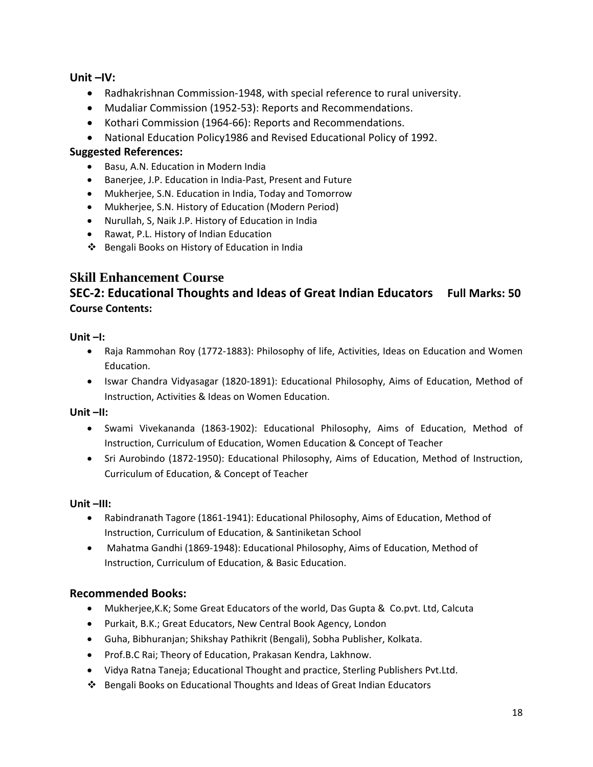**Unit –IV:**

- Radhakrishnan Commission-1948, with special reference to rural university.
- Mudaliar Commission (1952-53): Reports and Recommendations.
- Kothari Commission (1964-66): Reports and Recommendations.
- National Education Policy1986 and Revised Educational Policy of 1992.

**Suggested References:**

- Basu, A.N. Education in Modern India
- Banerjee, J.P. Education in India-Past, Present and Future
- Mukherjee, S.N. Education in India, Today and Tomorrow
- Mukherjee, S.N. History of Education (Modern Period)
- Nurullah, S, Naik J.P. History of Education in India
- Rawat, P.L. History of Indian Education
- ❖ Bengali Books on History of Education in India

## Skill Enhancement Course

### SEC-2: Educational Thoughts and Ideas of Great Indian Educators Full Marks: 50

**Course Contents:**

**Unit –I:**

- Raja Rammohan Roy (1772-1883): Philosophy of life, Activities, Ideas on Education and Women Education.
- Iswar Chandra Vidyasagar (1820-1891): Educational Philosophy, Aims of Education, Method of Instruction, Activities & Ideas on Women Education.

**Unit –II:**

- Swami Vivekananda (1863-1902): Educational Philosophy, Aims of Education, Method of Instruction, Curriculum of Education, Women Education & Concept of Teacher
- Sri Aurobindo (1872-1950): Educational Philosophy, Aims of Education, Method of Instruction, Curriculum of Education, & Concept of Teacher

**Unit –III:**

- Rabindranath Tagore (1861-1941): Educational Philosophy, Aims of Education, Method of Instruction, Curriculum of Education, & Santiniketan School
- Mahatma Gandhi (1869-1948): Educational Philosophy, Aims of Education, Method of Instruction, Curriculum of Education, & Basic Education.

### Recommended Books:

- Mukherjee,K.K; Some Great Educators of the world, Das Gupta & Co.pvt. Ltd, Calcuta
- Purkait, B.K.; Great Educators, New Central Book Agency, London
- Guha, Bibhuranjan; Shikshay Pathikrit (Bengali), Sobha Publisher, Kolkata.
- Prof.B.C Rai; Theory of Education, Prakasan Kendra, Lakhnow.
- Vidya Ratna Taneja; Educational Thought and practice, Sterling Publishers Pvt.Ltd.
- ❖ Bengali Books on Educational Thoughts and Ideas of Great Indian Educators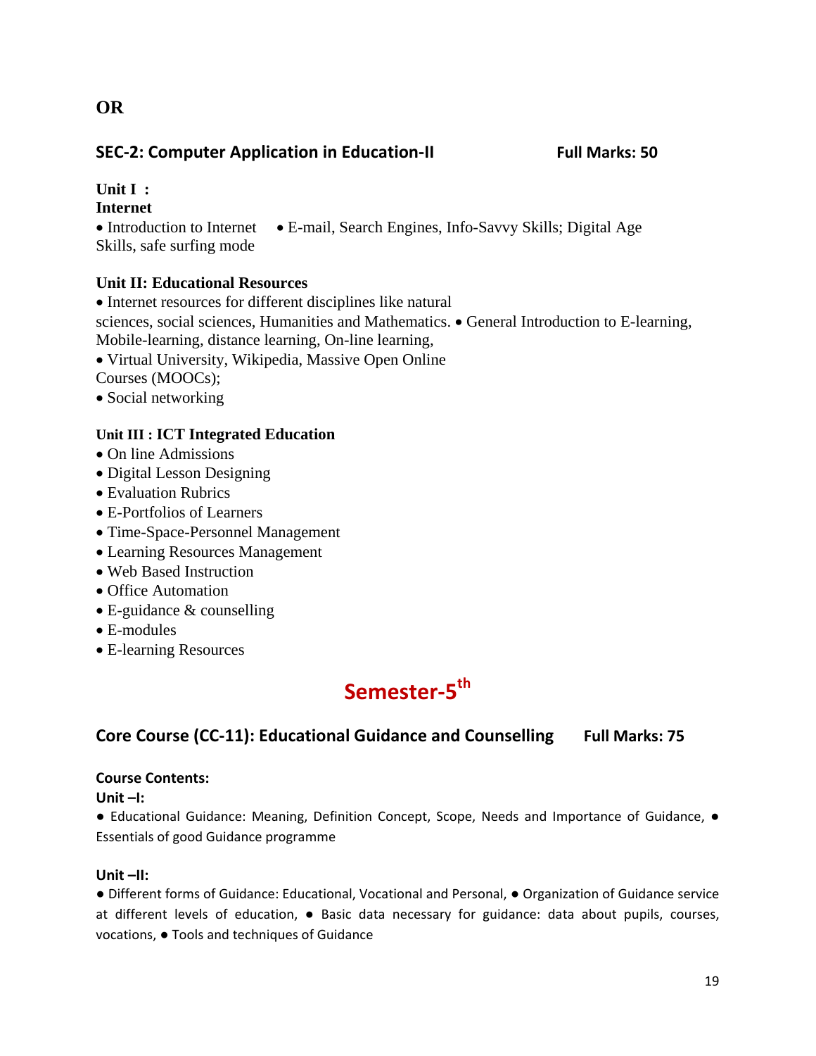**OR**

## SEC-2: Computer Application in Education-II Full Marks: 50

**Unit I :**
**Internet**

- Introduction to Internet
- E-mail, Search Engines, Info-Savvy Skills; Digital Age Skills, safe surfing mode

**Unit II: Educational Resources**

- Internet resources for different disciplines like natural sciences, social sciences, Humanities and Mathematics.
- General Introduction to E-learning, Mobile-learning, distance learning, On-line learning,
- Virtual University, Wikipedia, Massive Open Online Courses (MOOCs);
- Social networking

**Unit III : ICT Integrated Education**

- On line Admissions
- Digital Lesson Designing
- Evaluation Rubrics
- E-Portfolios of Learners
- Time-Space-Personnel Management
- Learning Resources Management
- Web Based Instruction
- Office Automation
- E-guidance & counselling
- E-modules
- E-learning Resources

# Semester-5th

## Core Course (CC-11): Educational Guidance and Counselling Full Marks: 75

**Course Contents:**

**Unit –I:**

- Educational Guidance: Meaning, Definition Concept, Scope, Needs and Importance of Guidance,
- Essentials of good Guidance programme

**Unit –II:**

- Different forms of Guidance: Educational, Vocational and Personal,
- Organization of Guidance service at different levels of education,
- Basic data necessary for guidance: data about pupils, courses, vocations,
- Tools and techniques of Guidance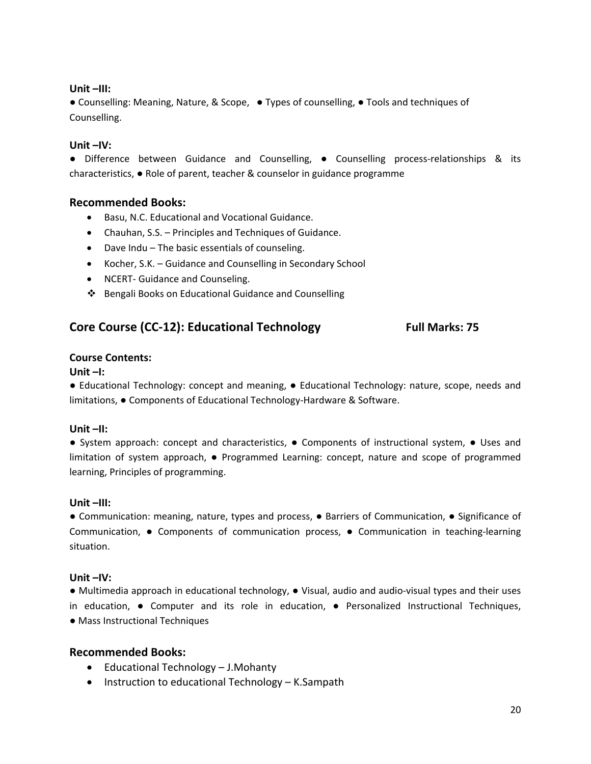**Unit –III:**

● Counselling: Meaning, Nature, & Scope, ● Types of counselling, ● Tools and techniques of Counselling.

**Unit –IV:**

● Difference between Guidance and Counselling, ● Counselling process-relationships & its characteristics, ● Role of parent, teacher & counselor in guidance programme

## Recommended Books:

- Basu, N.C. Educational and Vocational Guidance.
- Chauhan, S.S. – Principles and Techniques of Guidance.
- Dave Indu – The basic essentials of counseling.
- Kocher, S.K. – Guidance and Counselling in Secondary School
- NCERT- Guidance and Counseling.
- ❖ Bengali Books on Educational Guidance and Counselling

## Core Course (CC-12): Educational Technology    Full Marks: 75

**Course Contents:**

**Unit –I:**

● Educational Technology: concept and meaning, ● Educational Technology: nature, scope, needs and limitations, ● Components of Educational Technology-Hardware & Software.

**Unit –II:**

● System approach: concept and characteristics, ● Components of instructional system, ● Uses and limitation of system approach, ● Programmed Learning: concept, nature and scope of programmed learning, Principles of programming.

**Unit –III:**

● Communication: meaning, nature, types and process, ● Barriers of Communication, ● Significance of Communication, ● Components of communication process, ● Communication in teaching-learning situation.

**Unit –IV:**

● Multimedia approach in educational technology, ● Visual, audio and audio-visual types and their uses in education, ● Computer and its role in education, ● Personalized Instructional Techniques, ● Mass Instructional Techniques

## Recommended Books:

- Educational Technology – J.Mohanty
- Instruction to educational Technology – K.Sampath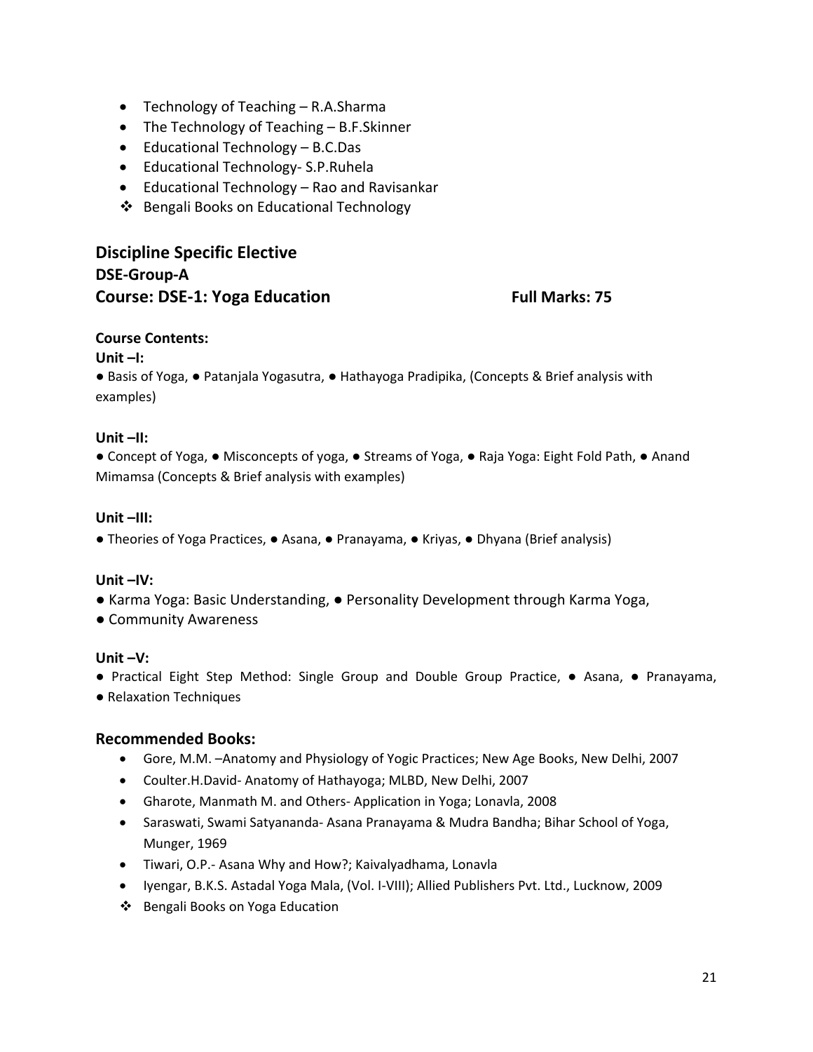- Technology of Teaching – R.A.Sharma
- The Technology of Teaching – B.F.Skinner
- Educational Technology – B.C.Das
- Educational Technology- S.P.Ruhela
- Educational Technology – Rao and Ravisankar
- ❖ Bengali Books on Educational Technology

## Discipline Specific Elective

### DSE-Group-A

### Course: DSE-1: Yoga Education    Full Marks: 75

**Course Contents:**

**Unit –I:**

● Basis of Yoga, ● Patanjala Yogasutra, ● Hathayoga Pradipika, (Concepts & Brief analysis with examples)

**Unit –II:**

● Concept of Yoga, ● Misconcepts of yoga, ● Streams of Yoga, ● Raja Yoga: Eight Fold Path, ● Anand Mimamsa (Concepts & Brief analysis with examples)

**Unit –III:**

● Theories of Yoga Practices, ● Asana, ● Pranayama, ● Kriyas, ● Dhyana (Brief analysis)

**Unit –IV:**

● Karma Yoga: Basic Understanding, ● Personality Development through Karma Yoga,
● Community Awareness

**Unit –V:**

● Practical Eight Step Method: Single Group and Double Group Practice, ● Asana, ● Pranayama,
● Relaxation Techniques

### Recommended Books:

- Gore, M.M. –Anatomy and Physiology of Yogic Practices; New Age Books, New Delhi, 2007
- Coulter.H.David- Anatomy of Hathayoga; MLBD, New Delhi, 2007
- Gharote, Manmath M. and Others- Application in Yoga; Lonavla, 2008
- Saraswati, Swami Satyananda- Asana Pranayama & Mudra Bandha; Bihar School of Yoga, Munger, 1969
- Tiwari, O.P.- Asana Why and How?; Kaivalyadhama, Lonavla
- Iyengar, B.K.S. Astadal Yoga Mala, (Vol. I-VIII); Allied Publishers Pvt. Ltd., Lucknow, 2009
- ❖ Bengali Books on Yoga Education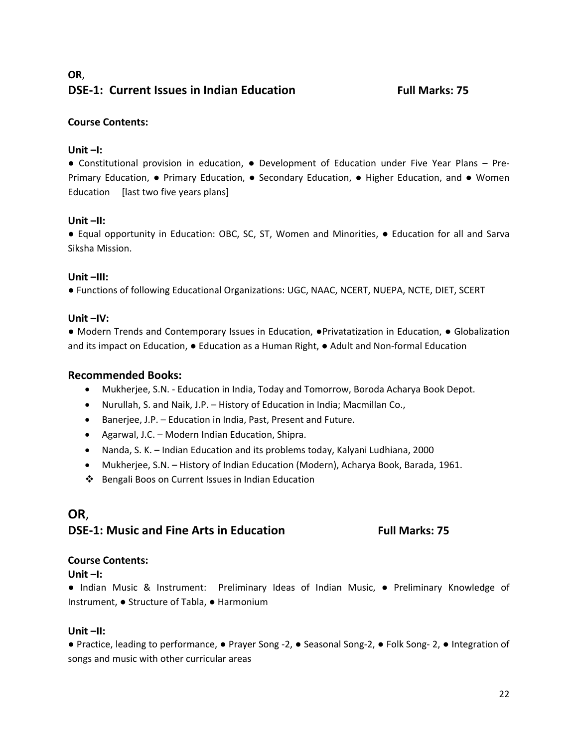**OR**,

## DSE-1: Current Issues in Indian Education                    Full Marks: 75

**Course Contents:**

**Unit –I:**

● Constitutional provision in education, ● Development of Education under Five Year Plans – Pre-Primary Education, ● Primary Education, ● Secondary Education, ● Higher Education, and ● Women Education [last two five years plans]

**Unit –II:**

● Equal opportunity in Education: OBC, SC, ST, Women and Minorities, ● Education for all and Sarva Siksha Mission.

**Unit –III:**

● Functions of following Educational Organizations: UGC, NAAC, NCERT, NUEPA, NCTE, DIET, SCERT

**Unit –IV:**

● Modern Trends and Contemporary Issues in Education, ●Privatatization in Education, ● Globalization and its impact on Education, ● Education as a Human Right, ● Adult and Non-formal Education

### Recommended Books:

- Mukherjee, S.N. - Education in India, Today and Tomorrow, Boroda Acharya Book Depot.
- Nurullah, S. and Naik, J.P. – History of Education in India; Macmillan Co.,
- Banerjee, J.P. – Education in India, Past, Present and Future.
- Agarwal, J.C. – Modern Indian Education, Shipra.
- Nanda, S. K. – Indian Education and its problems today, Kalyani Ludhiana, 2000
- Mukherjee, S.N. – History of Indian Education (Modern), Acharya Book, Barada, 1961.
- ❖ Bengali Boos on Current Issues in Indian Education

**OR**,

## DSE-1: Music and Fine Arts in Education                    Full Marks: 75

**Course Contents:**

**Unit –I:**

● Indian Music & Instrument: Preliminary Ideas of Indian Music, ● Preliminary Knowledge of Instrument, ● Structure of Tabla, ● Harmonium

**Unit –II:**

● Practice, leading to performance, ● Prayer Song -2, ● Seasonal Song-2, ● Folk Song- 2, ● Integration of songs and music with other curricular areas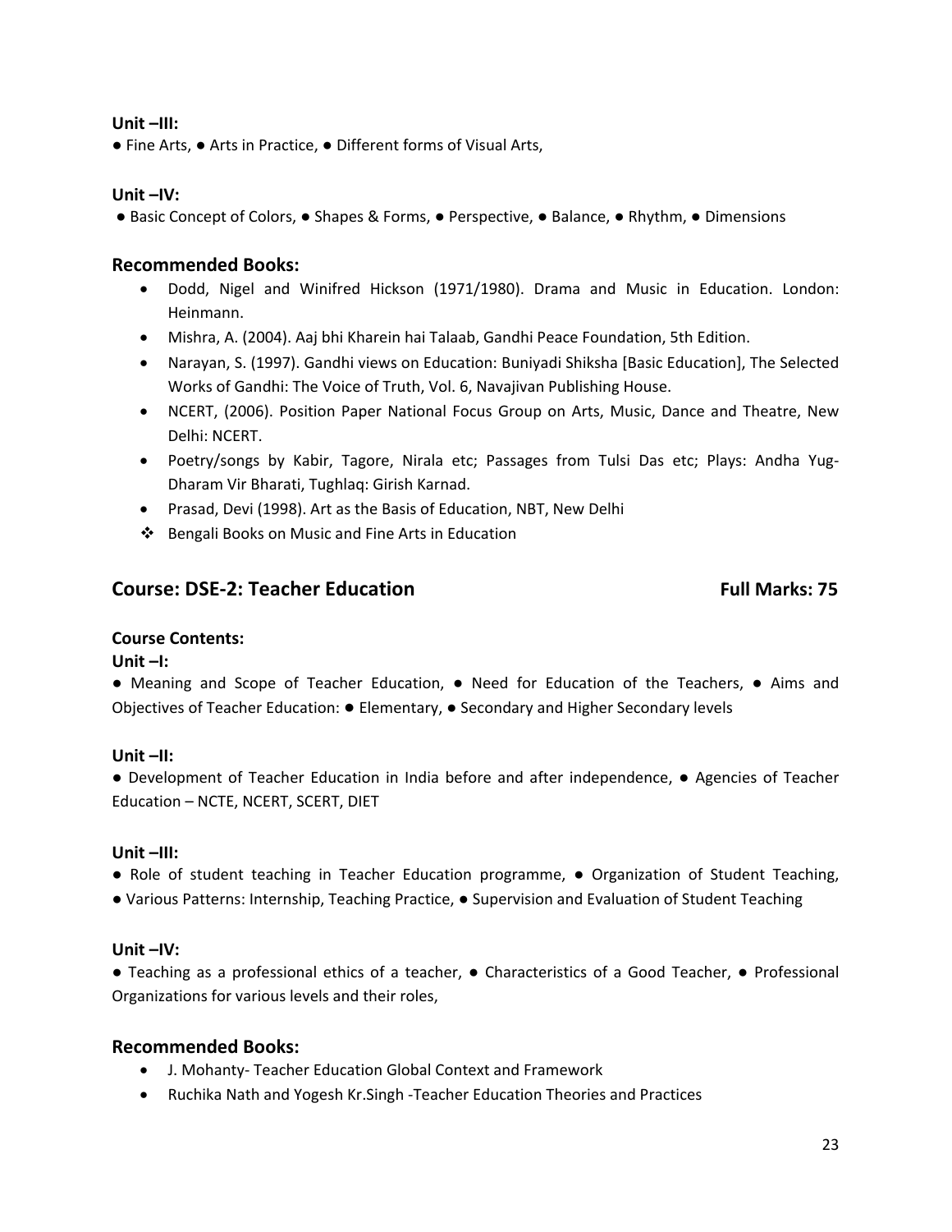**Unit –III:**

● Fine Arts, ● Arts in Practice, ● Different forms of Visual Arts,

**Unit –IV:**

● Basic Concept of Colors, ● Shapes & Forms, ● Perspective, ● Balance, ● Rhythm, ● Dimensions

### Recommended Books:

- Dodd, Nigel and Winifred Hickson (1971/1980). Drama and Music in Education. London: Heinmann.
- Mishra, A. (2004). Aaj bhi Kharein hai Talaab, Gandhi Peace Foundation, 5th Edition.
- Narayan, S. (1997). Gandhi views on Education: Buniyadi Shiksha [Basic Education], The Selected Works of Gandhi: The Voice of Truth, Vol. 6, Navajivan Publishing House.
- NCERT, (2006). Position Paper National Focus Group on Arts, Music, Dance and Theatre, New Delhi: NCERT.
- Poetry/songs by Kabir, Tagore, Nirala etc; Passages from Tulsi Das etc; Plays: Andha Yug-Dharam Vir Bharati, Tughlaq: Girish Karnad.
- Prasad, Devi (1998). Art as the Basis of Education, NBT, New Delhi

❖ Bengali Books on Music and Fine Arts in Education

## Course: DSE-2: Teacher Education — Full Marks: 75

**Course Contents:**

**Unit –I:**

● Meaning and Scope of Teacher Education, ● Need for Education of the Teachers, ● Aims and Objectives of Teacher Education: ● Elementary, ● Secondary and Higher Secondary levels

**Unit –II:**

● Development of Teacher Education in India before and after independence, ● Agencies of Teacher Education – NCTE, NCERT, SCERT, DIET

**Unit –III:**

● Role of student teaching in Teacher Education programme, ● Organization of Student Teaching,
● Various Patterns: Internship, Teaching Practice, ● Supervision and Evaluation of Student Teaching

**Unit –IV:**

● Teaching as a professional ethics of a teacher, ● Characteristics of a Good Teacher, ● Professional Organizations for various levels and their roles,

### Recommended Books:

- J. Mohanty- Teacher Education Global Context and Framework
- Ruchika Nath and Yogesh Kr.Singh -Teacher Education Theories and Practices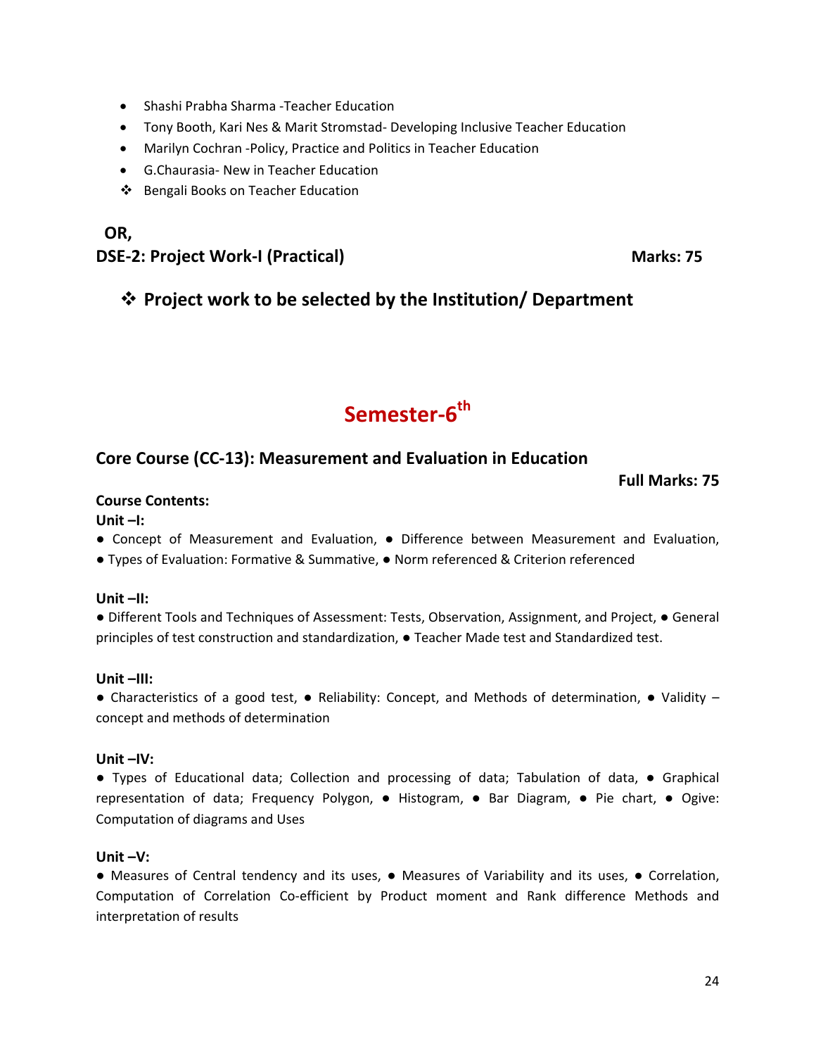- Shashi Prabha Sharma -Teacher Education
- Tony Booth, Kari Nes & Marit Stromstad- Developing Inclusive Teacher Education
- Marilyn Cochran -Policy, Practice and Politics in Teacher Education
- G.Chaurasia- New in Teacher Education
- ❖ Bengali Books on Teacher Education

**OR,**

**DSE-2: Project Work-I (Practical)** **Marks: 75**

- ❖ **Project work to be selected by the Institution/ Department**

# Semester-6th

## Core Course (CC-13): Measurement and Evaluation in Education

**Full Marks: 75**

**Course Contents:**

**Unit –I:**

● Concept of Measurement and Evaluation, ● Difference between Measurement and Evaluation, ● Types of Evaluation: Formative & Summative, ● Norm referenced & Criterion referenced

**Unit –II:**

● Different Tools and Techniques of Assessment: Tests, Observation, Assignment, and Project, ● General principles of test construction and standardization, ● Teacher Made test and Standardized test.

**Unit –III:**

● Characteristics of a good test, ● Reliability: Concept, and Methods of determination, ● Validity – concept and methods of determination

**Unit –IV:**

● Types of Educational data; Collection and processing of data; Tabulation of data, ● Graphical representation of data; Frequency Polygon, ● Histogram, ● Bar Diagram, ● Pie chart, ● Ogive: Computation of diagrams and Uses

**Unit –V:**

● Measures of Central tendency and its uses, ● Measures of Variability and its uses, ● Correlation, Computation of Correlation Co-efficient by Product moment and Rank difference Methods and interpretation of results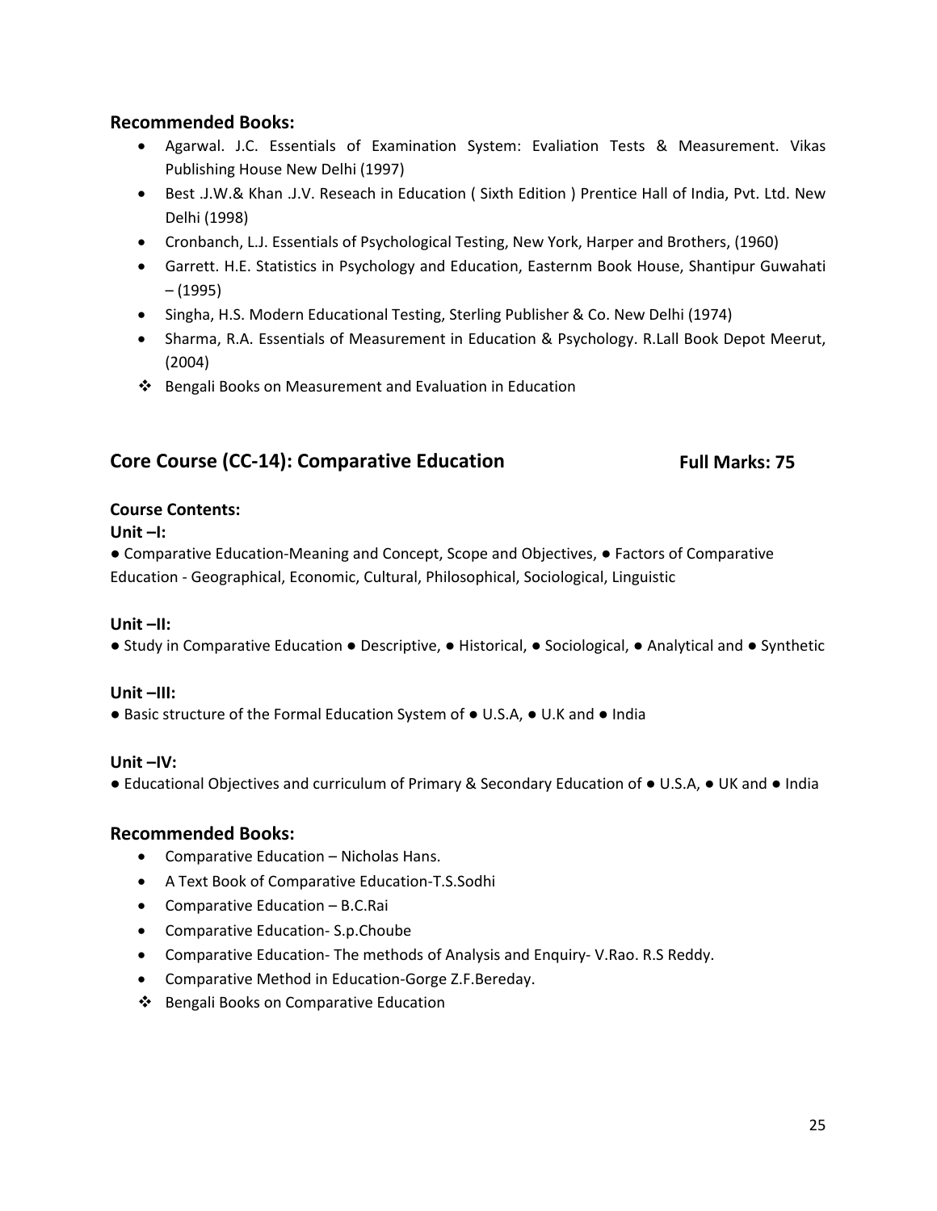## Recommended Books:

- Agarwal. J.C. Essentials of Examination System: Evaliation Tests & Measurement. Vikas Publishing House New Delhi (1997)
- Best .J.W.& Khan .J.V. Reseach in Education ( Sixth Edition ) Prentice Hall of India, Pvt. Ltd. New Delhi (1998)
- Cronbanch, L.J. Essentials of Psychological Testing, New York, Harper and Brothers, (1960)
- Garrett. H.E. Statistics in Psychology and Education, Easternm Book House, Shantipur Guwahati – (1995)
- Singha, H.S. Modern Educational Testing, Sterling Publisher & Co. New Delhi (1974)
- Sharma, R.A. Essentials of Measurement in Education & Psychology. R.Lall Book Depot Meerut, (2004)

❖ Bengali Books on Measurement and Evaluation in Education

## Core Course (CC-14): Comparative Education **Full Marks: 75**

**Course Contents:**

**Unit –I:**

● Comparative Education-Meaning and Concept, Scope and Objectives, ● Factors of Comparative Education - Geographical, Economic, Cultural, Philosophical, Sociological, Linguistic

**Unit –II:**

● Study in Comparative Education ● Descriptive, ● Historical, ● Sociological, ● Analytical and ● Synthetic

**Unit –III:**

● Basic structure of the Formal Education System of ● U.S.A, ● U.K and ● India

**Unit –IV:**

● Educational Objectives and curriculum of Primary & Secondary Education of ● U.S.A, ● UK and ● India

## Recommended Books:

- Comparative Education – Nicholas Hans.
- A Text Book of Comparative Education-T.S.Sodhi
- Comparative Education – B.C.Rai
- Comparative Education- S.p.Choube
- Comparative Education- The methods of Analysis and Enquiry- V.Rao. R.S Reddy.
- Comparative Method in Education-Gorge Z.F.Bereday.

❖ Bengali Books on Comparative Education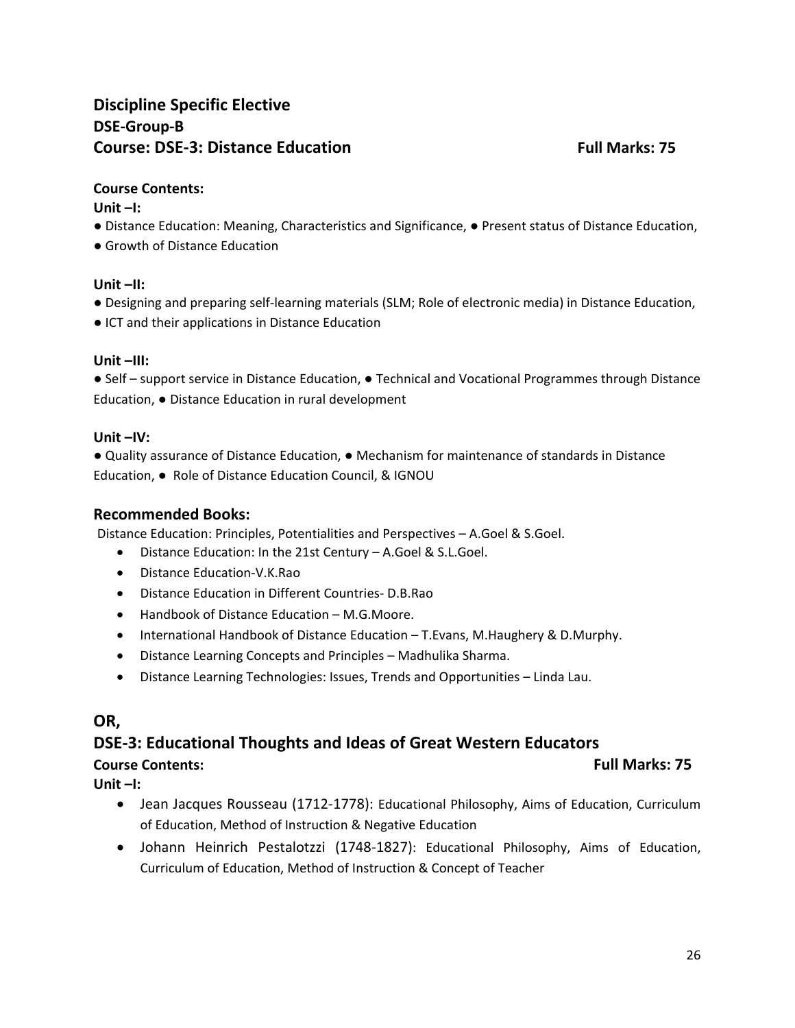## Discipline Specific Elective

## DSE-Group-B

## Course: DSE-3: Distance Education — Full Marks: 75

**Course Contents:**

**Unit –I:**

● Distance Education: Meaning, Characteristics and Significance, ● Present status of Distance Education, ● Growth of Distance Education

**Unit –II:**

● Designing and preparing self-learning materials (SLM; Role of electronic media) in Distance Education, ● ICT and their applications in Distance Education

**Unit –III:**

● Self – support service in Distance Education, ● Technical and Vocational Programmes through Distance Education, ● Distance Education in rural development

**Unit –IV:**

● Quality assurance of Distance Education, ● Mechanism for maintenance of standards in Distance Education, ● Role of Distance Education Council, & IGNOU

### Recommended Books:

Distance Education: Principles, Potentialities and Perspectives – A.Goel & S.Goel.

- Distance Education: In the 21st Century – A.Goel & S.L.Goel.
- Distance Education-V.K.Rao
- Distance Education in Different Countries- D.B.Rao
- Handbook of Distance Education – M.G.Moore.
- International Handbook of Distance Education – T.Evans, M.Haughery & D.Murphy.
- Distance Learning Concepts and Principles – Madhulika Sharma.
- Distance Learning Technologies: Issues, Trends and Opportunities – Linda Lau.

## OR,

## DSE-3: Educational Thoughts and Ideas of Great Western Educators

**Course Contents:** — **Full Marks: 75**

**Unit –I:**

- Jean Jacques Rousseau (1712-1778): Educational Philosophy, Aims of Education, Curriculum of Education, Method of Instruction & Negative Education
- Johann Heinrich Pestalotzzi (1748-1827): Educational Philosophy, Aims of Education, Curriculum of Education, Method of Instruction & Concept of Teacher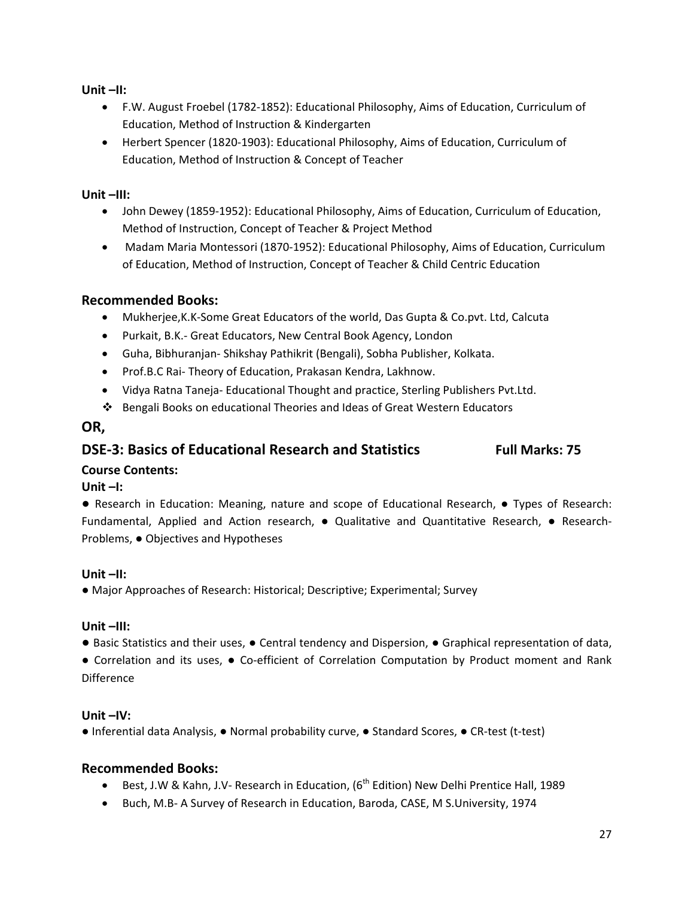**Unit –II:**

- F.W. August Froebel (1782-1852): Educational Philosophy, Aims of Education, Curriculum of Education, Method of Instruction & Kindergarten
- Herbert Spencer (1820-1903): Educational Philosophy, Aims of Education, Curriculum of Education, Method of Instruction & Concept of Teacher

**Unit –III:**

- John Dewey (1859-1952): Educational Philosophy, Aims of Education, Curriculum of Education, Method of Instruction, Concept of Teacher & Project Method
- Madam Maria Montessori (1870-1952): Educational Philosophy, Aims of Education, Curriculum of Education, Method of Instruction, Concept of Teacher & Child Centric Education

### Recommended Books:

- Mukherjee,K.K-Some Great Educators of the world, Das Gupta & Co.pvt. Ltd, Calcuta
- Purkait, B.K.- Great Educators, New Central Book Agency, London
- Guha, Bibhuranjan- Shikshay Pathikrit (Bengali), Sobha Publisher, Kolkata.
- Prof.B.C Rai- Theory of Education, Prakasan Kendra, Lakhnow.
- Vidya Ratna Taneja- Educational Thought and practice, Sterling Publishers Pvt.Ltd.
- ❖ Bengali Books on educational Theories and Ideas of Great Western Educators

## OR,

## DSE-3: Basics of Educational Research and Statistics — Full Marks: 75

**Course Contents:**

**Unit –I:**

● Research in Education: Meaning, nature and scope of Educational Research, ● Types of Research: Fundamental, Applied and Action research, ● Qualitative and Quantitative Research, ● Research-Problems, ● Objectives and Hypotheses

**Unit –II:**

● Major Approaches of Research: Historical; Descriptive; Experimental; Survey

**Unit –III:**

● Basic Statistics and their uses, ● Central tendency and Dispersion, ● Graphical representation of data, ● Correlation and its uses, ● Co-efficient of Correlation Computation by Product moment and Rank Difference

**Unit –IV:**

● Inferential data Analysis, ● Normal probability curve, ● Standard Scores, ● CR-test (t-test)

### Recommended Books:

- Best, J.W & Kahn, J.V- Research in Education, (6th Edition) New Delhi Prentice Hall, 1989
- Buch, M.B- A Survey of Research in Education, Baroda, CASE, M S.University, 1974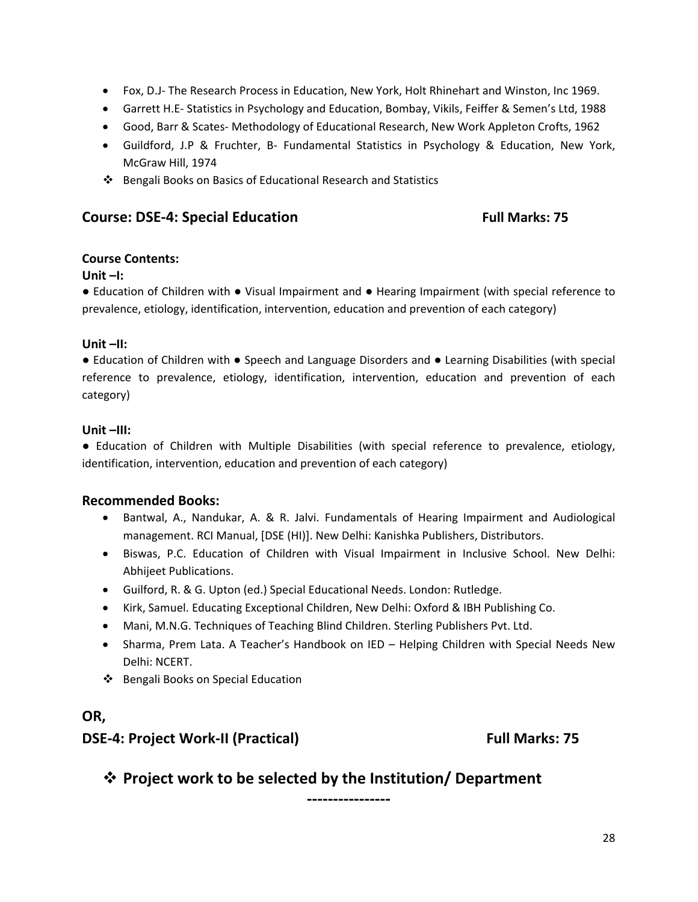- Fox, D.J- The Research Process in Education, New York, Holt Rhinehart and Winston, Inc 1969.
- Garrett H.E- Statistics in Psychology and Education, Bombay, Vikils, Feiffer & Semen's Ltd, 1988
- Good, Barr & Scates- Methodology of Educational Research, New Work Appleton Crofts, 1962
- Guildford, J.P & Fruchter, B- Fundamental Statistics in Psychology & Education, New York, McGraw Hill, 1974

❖ Bengali Books on Basics of Educational Research and Statistics

## Course: DSE-4: Special Education — Full Marks: 75

**Course Contents:**

**Unit –I:**

● Education of Children with ● Visual Impairment and ● Hearing Impairment (with special reference to prevalence, etiology, identification, intervention, education and prevention of each category)

**Unit –II:**

● Education of Children with ● Speech and Language Disorders and ● Learning Disabilities (with special reference to prevalence, etiology, identification, intervention, education and prevention of each category)

**Unit –III:**

● Education of Children with Multiple Disabilities (with special reference to prevalence, etiology, identification, intervention, education and prevention of each category)

### Recommended Books:

- Bantwal, A., Nandukar, A. & R. Jalvi. Fundamentals of Hearing Impairment and Audiological management. RCI Manual, [DSE (HI)]. New Delhi: Kanishka Publishers, Distributors.
- Biswas, P.C. Education of Children with Visual Impairment in Inclusive School. New Delhi: Abhijeet Publications.
- Guilford, R. & G. Upton (ed.) Special Educational Needs. London: Rutledge.
- Kirk, Samuel. Educating Exceptional Children, New Delhi: Oxford & IBH Publishing Co.
- Mani, M.N.G. Techniques of Teaching Blind Children. Sterling Publishers Pvt. Ltd.
- Sharma, Prem Lata. A Teacher's Handbook on IED – Helping Children with Special Needs New Delhi: NCERT.

❖ Bengali Books on Special Education

## OR,

## DSE-4: Project Work-II (Practical) — Full Marks: 75

### ❖ Project work to be selected by the Institution/ Department

----------------